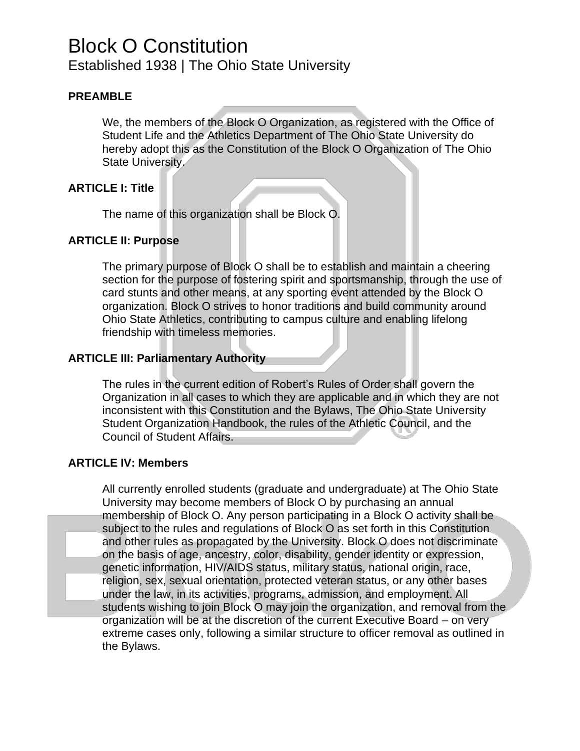# Block O Constitution

Established 1938 | The Ohio State University

**PREAMBLE**

We, the members of the Block O Organization, as registered with the Office of Student Life and the Athletics Department of The Ohio State University do hereby adopt this as the Constitution of the Block O Organization of The Ohio State University.

**ARTICLE I: Title**

The name of this organization shall be Block O.

**ARTICLE II: Purpose**

The primary purpose of Block O shall be to establish and maintain a cheering section for the purpose of fostering spirit and sportsmanship, through the use of card stunts and other means, at any sporting event attended by the Block O organization. Block O strives to honor traditions and build community around Ohio State Athletics, contributing to campus culture and enabling lifelong friendship with timeless memories.

**ARTICLE III: Parliamentary Authority**

The rules in the current edition of Robert's Rules of Order shall govern the Organization in all cases to which they are applicable and in which they are not inconsistent with this Constitution and the Bylaws, The Ohio State University Student Organization Handbook, the rules of the Athletic Council, and the Council of Student Affairs.

**ARTICLE IV: Members**

All currently enrolled students (graduate and undergraduate) at The Ohio State University may become members of Block O by purchasing an annual membership of Block O. Any person participating in a Block O activity shall be subject to the rules and regulations of Block O as set forth in this Constitution and other rules as propagated by the University. Block O does not discriminate on the basis of age, ancestry, color, disability, gender identity or expression, genetic information, HIV/AIDS status, military status, national origin, race, religion, sex, sexual orientation, protected veteran status, or any other bases under the law, in its activities, programs, admission, and employment. All students wishing to join Block O may join the organization, and removal from the organization will be at the discretion of the current Executive Board – on very extreme cases only, following a similar structure to officer removal as outlined in the Bylaws.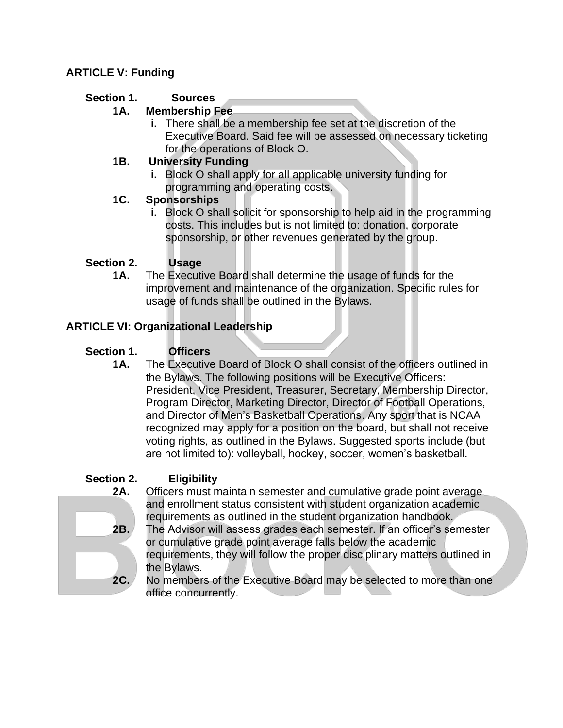## ARTICLE V: Funding

### Section 1. Sources

**1A. Membership Fee**

- **i.** There shall be a membership fee set at the discretion of the Executive Board. Said fee will be assessed on necessary ticketing for the operations of Block O.

**1B. University Funding**

- **i.** Block O shall apply for all applicable university funding for programming and operating costs.

**1C. Sponsorships**

- **i.** Block O shall solicit for sponsorship to help aid in the programming costs. This includes but is not limited to: donation, corporate sponsorship, or other revenues generated by the group.

### Section 2. Usage

**1A.** The Executive Board shall determine the usage of funds for the improvement and maintenance of the organization. Specific rules for usage of funds shall be outlined in the Bylaws.

## ARTICLE VI: Organizational Leadership

### Section 1. Officers

**1A.** The Executive Board of Block O shall consist of the officers outlined in the Bylaws. The following positions will be Executive Officers: President, Vice President, Treasurer, Secretary, Membership Director, Program Director, Marketing Director, Director of Football Operations, and Director of Men's Basketball Operations. Any sport that is NCAA recognized may apply for a position on the board, but shall not receive voting rights, as outlined in the Bylaws. Suggested sports include (but are not limited to): volleyball, hockey, soccer, women's basketball.

### Section 2. Eligibility

**2A.** Officers must maintain semester and cumulative grade point average and enrollment status consistent with student organization academic requirements as outlined in the student organization handbook.

**2B.** The Advisor will assess grades each semester. If an officer's semester or cumulative grade point average falls below the academic requirements, they will follow the proper disciplinary matters outlined in the Bylaws.

**2C.** No members of the Executive Board may be selected to more than one office concurrently.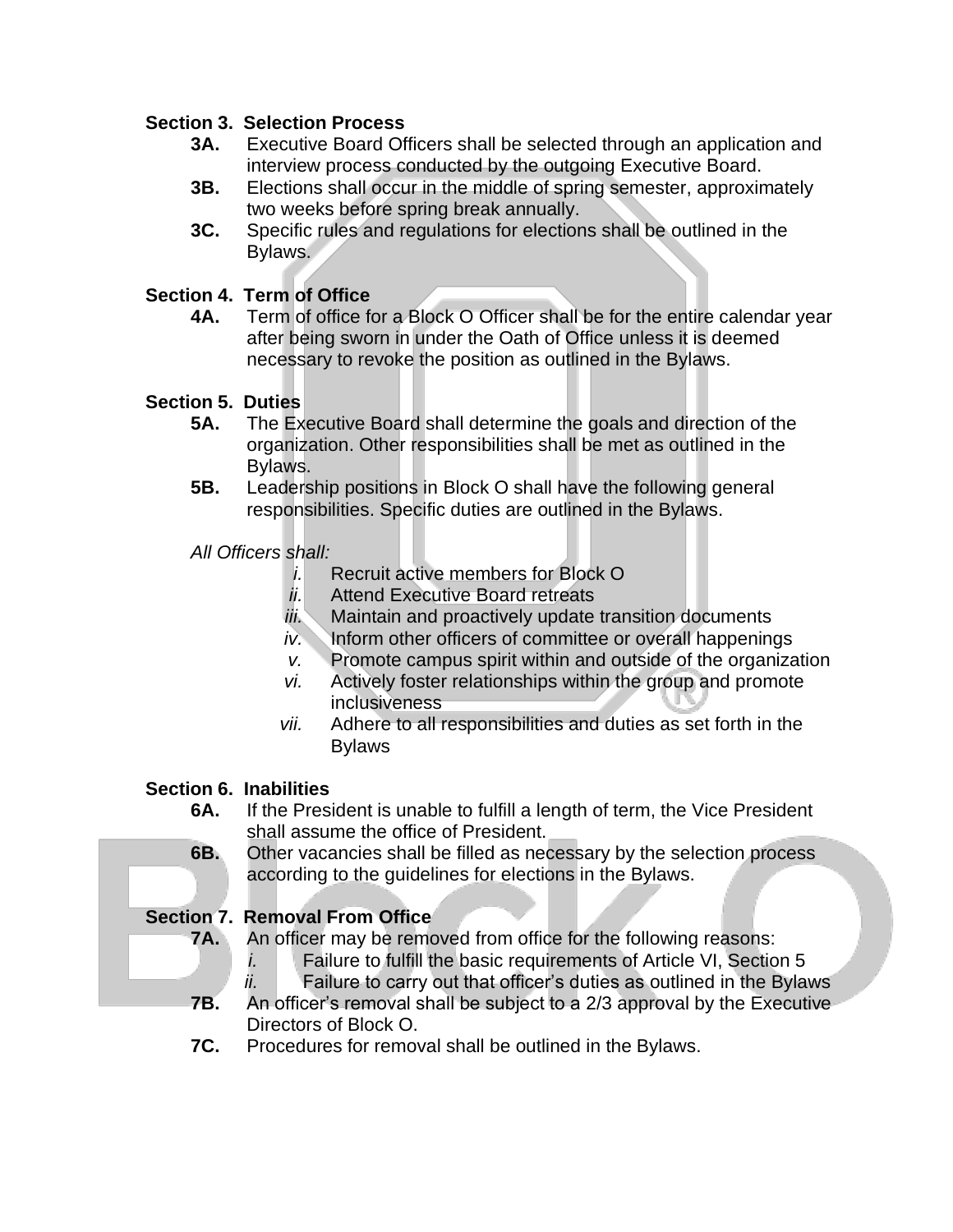**Section 3. Selection Process**

- **3A.** Executive Board Officers shall be selected through an application and interview process conducted by the outgoing Executive Board.
- **3B.** Elections shall occur in the middle of spring semester, approximately two weeks before spring break annually.
- **3C.** Specific rules and regulations for elections shall be outlined in the Bylaws.

**Section 4. Term of Office**

- **4A.** Term of office for a Block O Officer shall be for the entire calendar year after being sworn in under the Oath of Office unless it is deemed necessary to revoke the position as outlined in the Bylaws.

**Section 5. Duties**

- **5A.** The Executive Board shall determine the goals and direction of the organization. Other responsibilities shall be met as outlined in the Bylaws.
- **5B.** Leadership positions in Block O shall have the following general responsibilities. Specific duties are outlined in the Bylaws.

*All Officers shall:*

- *i.* Recruit active members for Block O
- *ii.* Attend Executive Board retreats
- *iii.* Maintain and proactively update transition documents
- *iv.* Inform other officers of committee or overall happenings
- *v.* Promote campus spirit within and outside of the organization
- *vi.* Actively foster relationships within the group and promote inclusiveness
- *vii.* Adhere to all responsibilities and duties as set forth in the Bylaws

**Section 6. Inabilities**

- **6A.** If the President is unable to fulfill a length of term, the Vice President shall assume the office of President.
- **6B.** Other vacancies shall be filled as necessary by the selection process according to the guidelines for elections in the Bylaws.

**Section 7. Removal From Office**

- **7A.** An officer may be removed from office for the following reasons:
  - *i.* Failure to fulfill the basic requirements of Article VI, Section 5
  - *ii.* Failure to carry out that officer's duties as outlined in the Bylaws
- **7B.** An officer's removal shall be subject to a 2/3 approval by the Executive Directors of Block O.
- **7C.** Procedures for removal shall be outlined in the Bylaws.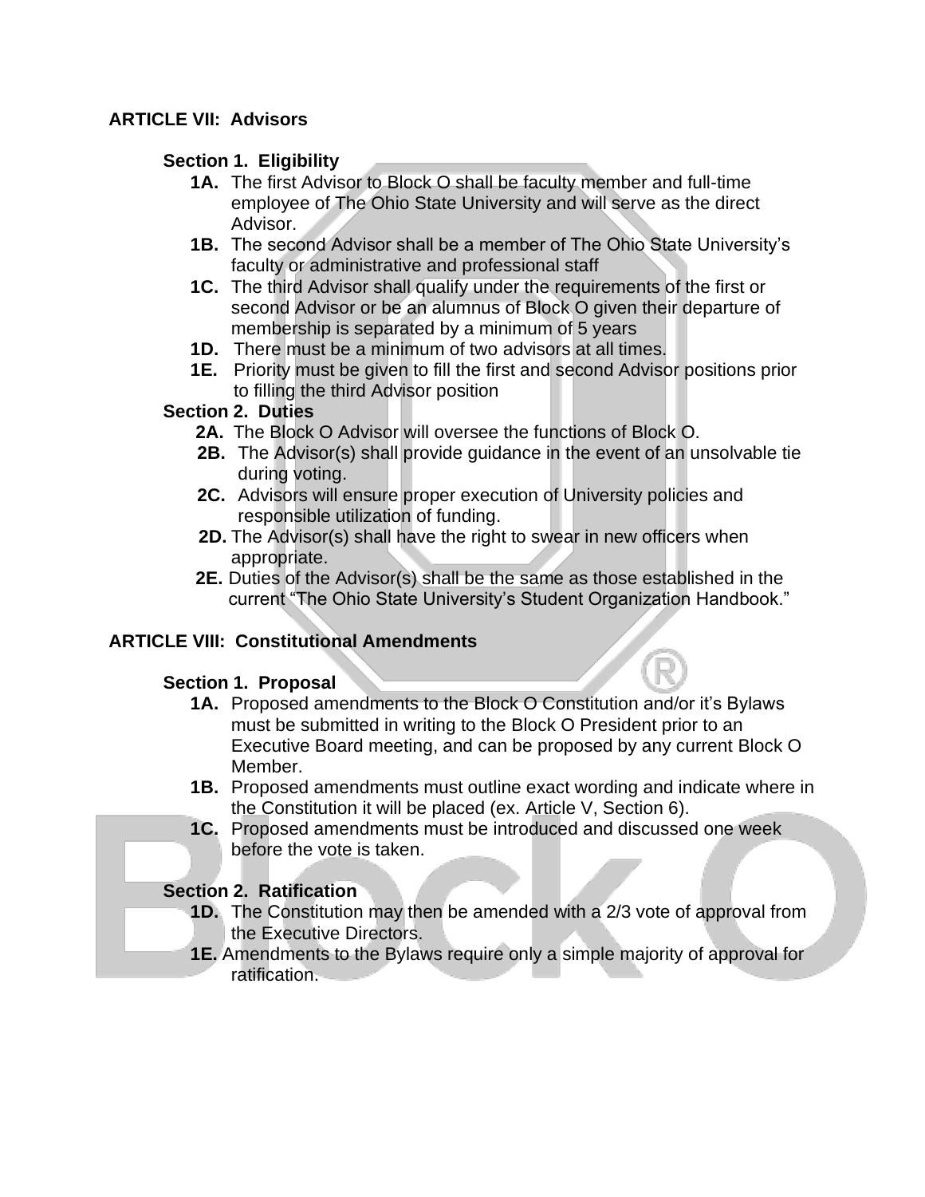## ARTICLE VII: Advisors

### Section 1. Eligibility

- **1A.** The first Advisor to Block O shall be faculty member and full-time employee of The Ohio State University and will serve as the direct Advisor.
- **1B.** The second Advisor shall be a member of The Ohio State University's faculty or administrative and professional staff
- **1C.** The third Advisor shall qualify under the requirements of the first or second Advisor or be an alumnus of Block O given their departure of membership is separated by a minimum of 5 years
- **1D.** There must be a minimum of two advisors at all times.
- **1E.** Priority must be given to fill the first and second Advisor positions prior to filling the third Advisor position

### Section 2. Duties

- **2A.** The Block O Advisor will oversee the functions of Block O.
- **2B.** The Advisor(s) shall provide guidance in the event of an unsolvable tie during voting.
- **2C.** Advisors will ensure proper execution of University policies and responsible utilization of funding.
- **2D.** The Advisor(s) shall have the right to swear in new officers when appropriate.
- **2E.** Duties of the Advisor(s) shall be the same as those established in the current "The Ohio State University's Student Organization Handbook."

## ARTICLE VIII: Constitutional Amendments

### Section 1. Proposal

- **1A.** Proposed amendments to the Block O Constitution and/or it's Bylaws must be submitted in writing to the Block O President prior to an Executive Board meeting, and can be proposed by any current Block O Member.
- **1B.** Proposed amendments must outline exact wording and indicate where in the Constitution it will be placed (ex. Article V, Section 6).
- **1C.** Proposed amendments must be introduced and discussed one week before the vote is taken.

### Section 2. Ratification

- **1D.** The Constitution may then be amended with a 2/3 vote of approval from the Executive Directors.
- **1E.** Amendments to the Bylaws require only a simple majority of approval for ratification.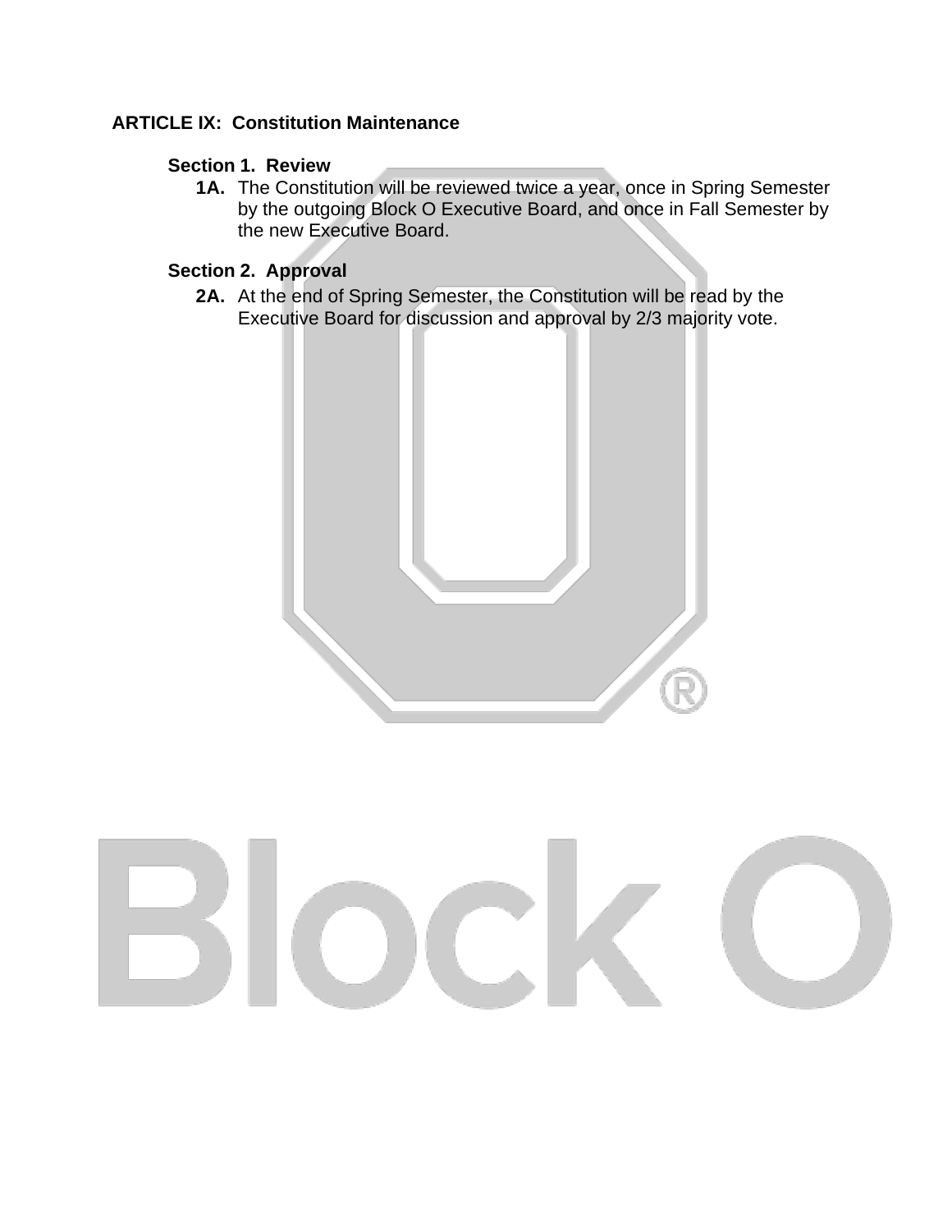## ARTICLE IX: Constitution Maintenance

### Section 1. Review

**1A.** The Constitution will be reviewed twice a year, once in Spring Semester by the outgoing Block O Executive Board, and once in Fall Semester by the new Executive Board.

### Section 2. Approval

**2A.** At the end of Spring Semester, the Constitution will be read by the Executive Board for discussion and approval by 2/3 majority vote.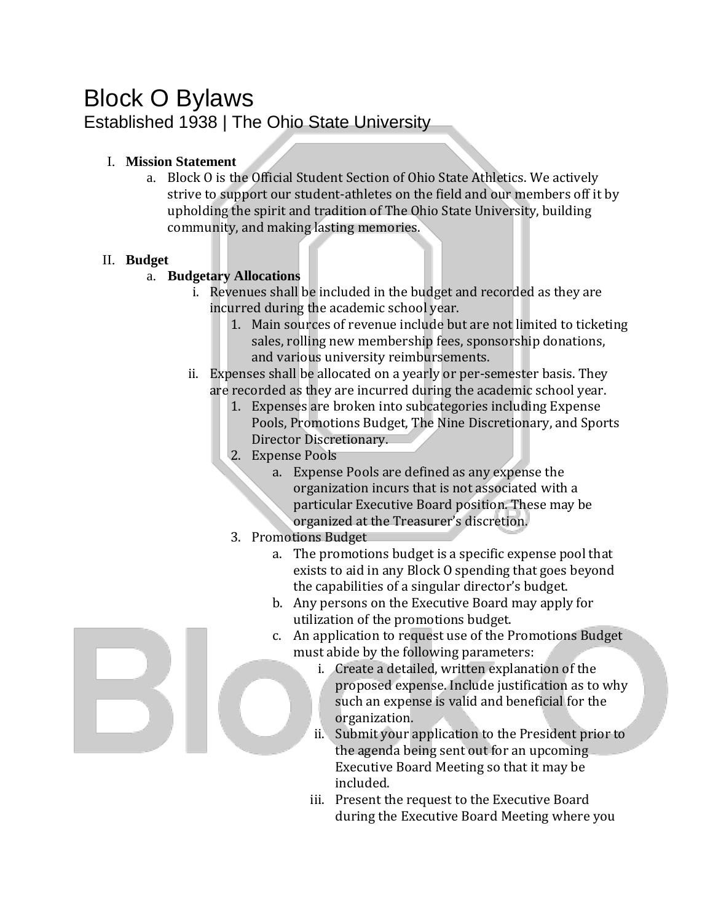# Block O Bylaws

Established 1938 | The Ohio State University

I. **Mission Statement**
   a. Block O is the Official Student Section of Ohio State Athletics. We actively strive to support our student-athletes on the field and our members off it by upholding the spirit and tradition of The Ohio State University, building community, and making lasting memories.

II. **Budget**
   a. **Budgetary Allocations**
      i. Revenues shall be included in the budget and recorded as they are incurred during the academic school year.
         1. Main sources of revenue include but are not limited to ticketing sales, rolling new membership fees, sponsorship donations, and various university reimbursements.
      ii. Expenses shall be allocated on a yearly or per-semester basis. They are recorded as they are incurred during the academic school year.
         1. Expenses are broken into subcategories including Expense Pools, Promotions Budget, The Nine Discretionary, and Sports Director Discretionary.
         2. Expense Pools
            a. Expense Pools are defined as any expense the organization incurs that is not associated with a particular Executive Board position. These may be organized at the Treasurer's discretion.
         3. Promotions Budget
            a. The promotions budget is a specific expense pool that exists to aid in any Block O spending that goes beyond the capabilities of a singular director's budget.
            b. Any persons on the Executive Board may apply for utilization of the promotions budget.
            c. An application to request use of the Promotions Budget must abide by the following parameters:
               i. Create a detailed, written explanation of the proposed expense. Include justification as to why such an expense is valid and beneficial for the organization.
               ii. Submit your application to the President prior to the agenda being sent out for an upcoming Executive Board Meeting so that it may be included.
               iii. Present the request to the Executive Board during the Executive Board Meeting where you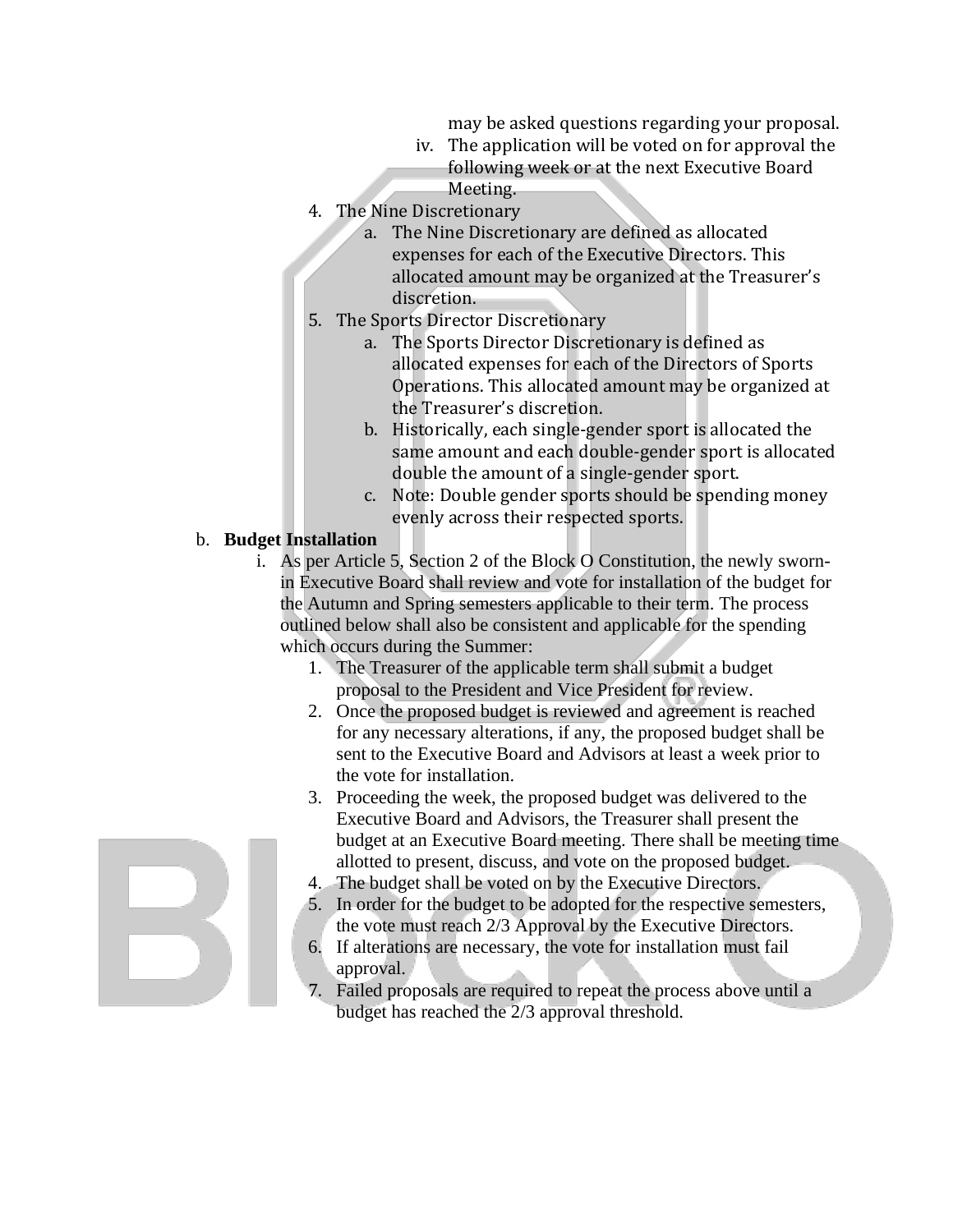may be asked questions regarding your proposal.

iv. The application will be voted on for approval the following week or at the next Executive Board Meeting.

4. The Nine Discretionary
   a. The Nine Discretionary are defined as allocated expenses for each of the Executive Directors. This allocated amount may be organized at the Treasurer's discretion.
5. The Sports Director Discretionary
   a. The Sports Director Discretionary is defined as allocated expenses for each of the Directors of Sports Operations. This allocated amount may be organized at the Treasurer's discretion.
   b. Historically, each single-gender sport is allocated the same amount and each double-gender sport is allocated double the amount of a single-gender sport.
   c. Note: Double gender sports should be spending money evenly across their respected sports.

b. **Budget Installation**

i. As per Article 5, Section 2 of the Block O Constitution, the newly sworn-in Executive Board shall review and vote for installation of the budget for the Autumn and Spring semesters applicable to their term. The process outlined below shall also be consistent and applicable for the spending which occurs during the Summer:

1. The Treasurer of the applicable term shall submit a budget proposal to the President and Vice President for review.
2. Once the proposed budget is reviewed and agreement is reached for any necessary alterations, if any, the proposed budget shall be sent to the Executive Board and Advisors at least a week prior to the vote for installation.
3. Proceeding the week, the proposed budget was delivered to the Executive Board and Advisors, the Treasurer shall present the budget at an Executive Board meeting. There shall be meeting time allotted to present, discuss, and vote on the proposed budget.
4. The budget shall be voted on by the Executive Directors.
5. In order for the budget to be adopted for the respective semesters, the vote must reach 2/3 Approval by the Executive Directors.
6. If alterations are necessary, the vote for installation must fail approval.
7. Failed proposals are required to repeat the process above until a budget has reached the 2/3 approval threshold.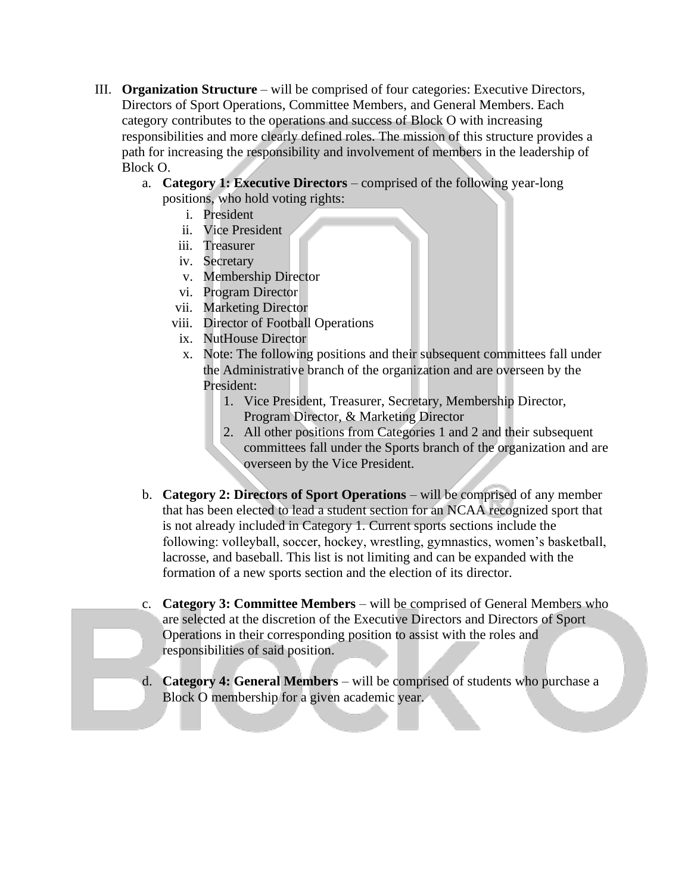III. **Organization Structure** – will be comprised of four categories: Executive Directors, Directors of Sport Operations, Committee Members, and General Members. Each category contributes to the operations and success of Block O with increasing responsibilities and more clearly defined roles. The mission of this structure provides a path for increasing the responsibility and involvement of members in the leadership of Block O.

   a. **Category 1: Executive Directors** – comprised of the following year-long positions, who hold voting rights:

      i. President

      ii. Vice President

      iii. Treasurer

      iv. Secretary

      v. Membership Director

      vi. Program Director

      vii. Marketing Director

      viii. Director of Football Operations

      ix. NutHouse Director

      x. Note: The following positions and their subsequent committees fall under the Administrative branch of the organization and are overseen by the President:

         1. Vice President, Treasurer, Secretary, Membership Director, Program Director, & Marketing Director
         2. All other positions from Categories 1 and 2 and their subsequent committees fall under the Sports branch of the organization and are overseen by the Vice President.

   b. **Category 2: Directors of Sport Operations** – will be comprised of any member that has been elected to lead a student section for an NCAA recognized sport that is not already included in Category 1. Current sports sections include the following: volleyball, soccer, hockey, wrestling, gymnastics, women's basketball, lacrosse, and baseball. This list is not limiting and can be expanded with the formation of a new sports section and the election of its director.

   c. **Category 3: Committee Members** – will be comprised of General Members who are selected at the discretion of the Executive Directors and Directors of Sport Operations in their corresponding position to assist with the roles and responsibilities of said position.

   d. **Category 4: General Members** – will be comprised of students who purchase a Block O membership for a given academic year.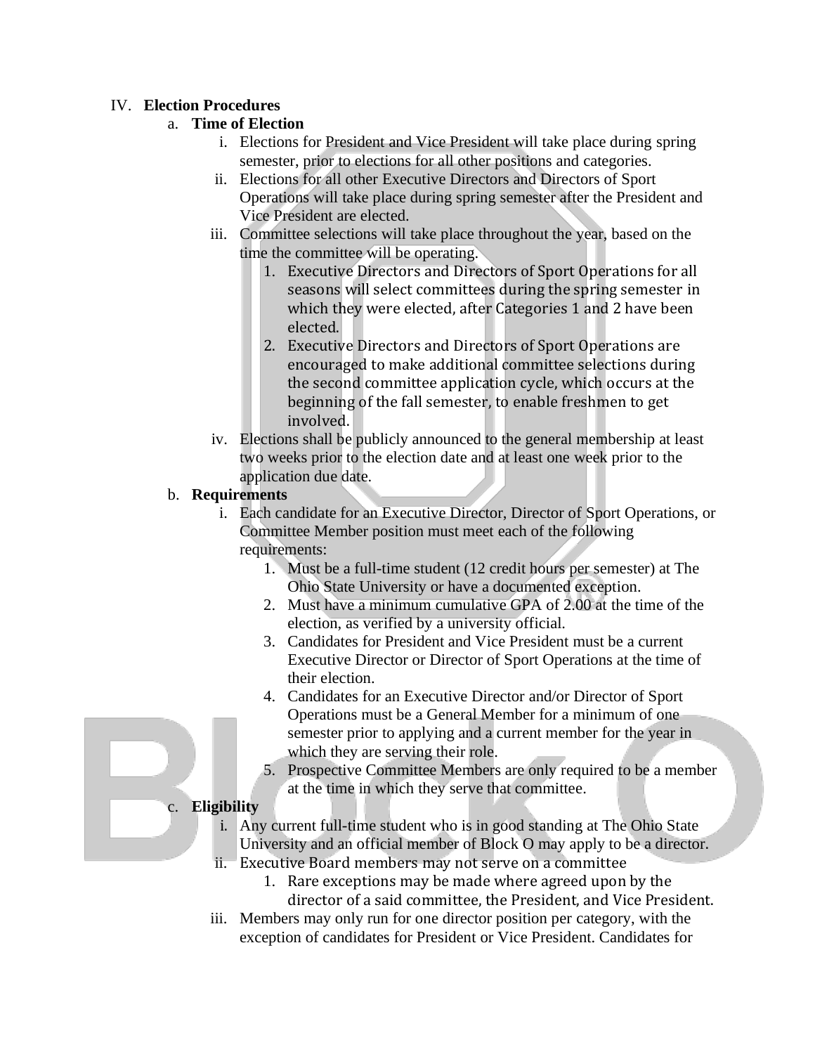IV. **Election Procedures**

a. **Time of Election**

i. Elections for President and Vice President will take place during spring semester, prior to elections for all other positions and categories.

ii. Elections for all other Executive Directors and Directors of Sport Operations will take place during spring semester after the President and Vice President are elected.

iii. Committee selections will take place throughout the year, based on the time the committee will be operating.

1. Executive Directors and Directors of Sport Operations for all seasons will select committees during the spring semester in which they were elected, after Categories 1 and 2 have been elected.
2. Executive Directors and Directors of Sport Operations are encouraged to make additional committee selections during the second committee application cycle, which occurs at the beginning of the fall semester, to enable freshmen to get involved.

iv. Elections shall be publicly announced to the general membership at least two weeks prior to the election date and at least one week prior to the application due date.

b. **Requirements**

i. Each candidate for an Executive Director, Director of Sport Operations, or Committee Member position must meet each of the following requirements:

1. Must be a full-time student (12 credit hours per semester) at The Ohio State University or have a documented exception.
2. Must have a minimum cumulative GPA of 2.00 at the time of the election, as verified by a university official.
3. Candidates for President and Vice President must be a current Executive Director or Director of Sport Operations at the time of their election.
4. Candidates for an Executive Director and/or Director of Sport Operations must be a General Member for a minimum of one semester prior to applying and a current member for the year in which they are serving their role.
5. Prospective Committee Members are only required to be a member at the time in which they serve that committee.

c. **Eligibility**

i. Any current full-time student who is in good standing at The Ohio State University and an official member of Block O may apply to be a director.

ii. Executive Board members may not serve on a committee

1. Rare exceptions may be made where agreed upon by the director of a said committee, the President, and Vice President.

iii. Members may only run for one director position per category, with the exception of candidates for President or Vice President. Candidates for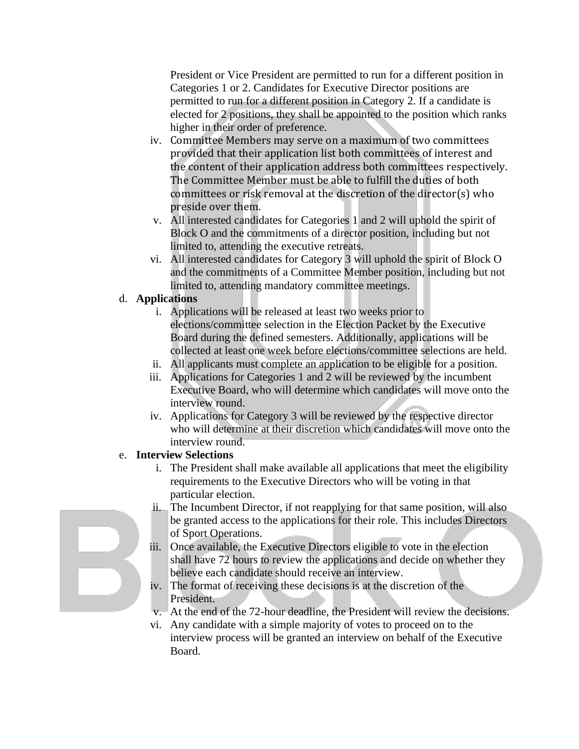President or Vice President are permitted to run for a different position in Categories 1 or 2. Candidates for Executive Director positions are permitted to run for a different position in Category 2. If a candidate is elected for 2 positions, they shall be appointed to the position which ranks higher in their order of preference.

iv. Committee Members may serve on a maximum of two committees provided that their application list both committees of interest and the content of their application address both committees respectively. The Committee Member must be able to fulfill the duties of both committees or risk removal at the discretion of the director(s) who preside over them.

v. All interested candidates for Categories 1 and 2 will uphold the spirit of Block O and the commitments of a director position, including but not limited to, attending the executive retreats.

vi. All interested candidates for Category 3 will uphold the spirit of Block O and the commitments of a Committee Member position, including but not limited to, attending mandatory committee meetings.

d. **Applications**

i. Applications will be released at least two weeks prior to elections/committee selection in the Election Packet by the Executive Board during the defined semesters. Additionally, applications will be collected at least one week before elections/committee selections are held.

ii. All applicants must complete an application to be eligible for a position.

iii. Applications for Categories 1 and 2 will be reviewed by the incumbent Executive Board, who will determine which candidates will move onto the interview round.

iv. Applications for Category 3 will be reviewed by the respective director who will determine at their discretion which candidates will move onto the interview round.

e. **Interview Selections**

i. The President shall make available all applications that meet the eligibility requirements to the Executive Directors who will be voting in that particular election.

ii. The Incumbent Director, if not reapplying for that same position, will also be granted access to the applications for their role. This includes Directors of Sport Operations.

iii. Once available, the Executive Directors eligible to vote in the election shall have 72 hours to review the applications and decide on whether they believe each candidate should receive an interview.

iv. The format of receiving these decisions is at the discretion of the President.

v. At the end of the 72-hour deadline, the President will review the decisions.

vi. Any candidate with a simple majority of votes to proceed on to the interview process will be granted an interview on behalf of the Executive Board.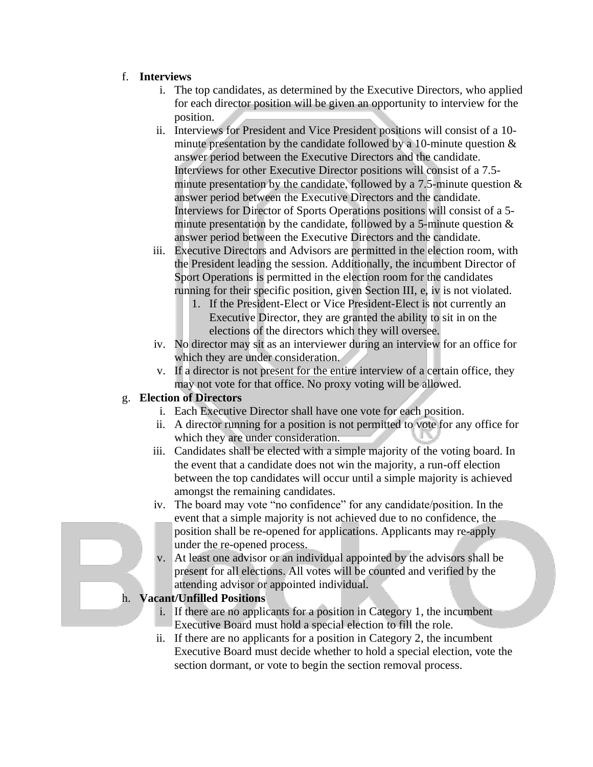f. **Interviews**
   i. The top candidates, as determined by the Executive Directors, who applied for each director position will be given an opportunity to interview for the position.
   ii. Interviews for President and Vice President positions will consist of a 10-minute presentation by the candidate followed by a 10-minute question & answer period between the Executive Directors and the candidate. Interviews for other Executive Director positions will consist of a 7.5-minute presentation by the candidate, followed by a 7.5-minute question & answer period between the Executive Directors and the candidate. Interviews for Director of Sports Operations positions will consist of a 5-minute presentation by the candidate, followed by a 5-minute question & answer period between the Executive Directors and the candidate.
   iii. Executive Directors and Advisors are permitted in the election room, with the President leading the session. Additionally, the incumbent Director of Sport Operations is permitted in the election room for the candidates running for their specific position, given Section III, e, iv is not violated.
      1. If the President-Elect or Vice President-Elect is not currently an Executive Director, they are granted the ability to sit in on the elections of the directors which they will oversee.
   iv. No director may sit as an interviewer during an interview for an office for which they are under consideration.
   v. If a director is not present for the entire interview of a certain office, they may not vote for that office. No proxy voting will be allowed.

g. **Election of Directors**
   i. Each Executive Director shall have one vote for each position.
   ii. A director running for a position is not permitted to vote for any office for which they are under consideration.
   iii. Candidates shall be elected with a simple majority of the voting board. In the event that a candidate does not win the majority, a run-off election between the top candidates will occur until a simple majority is achieved amongst the remaining candidates.
   iv. The board may vote "no confidence" for any candidate/position. In the event that a simple majority is not achieved due to no confidence, the position shall be re-opened for applications. Applicants may re-apply under the re-opened process.
   v. At least one advisor or an individual appointed by the advisors shall be present for all elections. All votes will be counted and verified by the attending advisor or appointed individual.

h. **Vacant/Unfilled Positions**
   i. If there are no applicants for a position in Category 1, the incumbent Executive Board must hold a special election to fill the role.
   ii. If there are no applicants for a position in Category 2, the incumbent Executive Board must decide whether to hold a special election, vote the section dormant, or vote to begin the section removal process.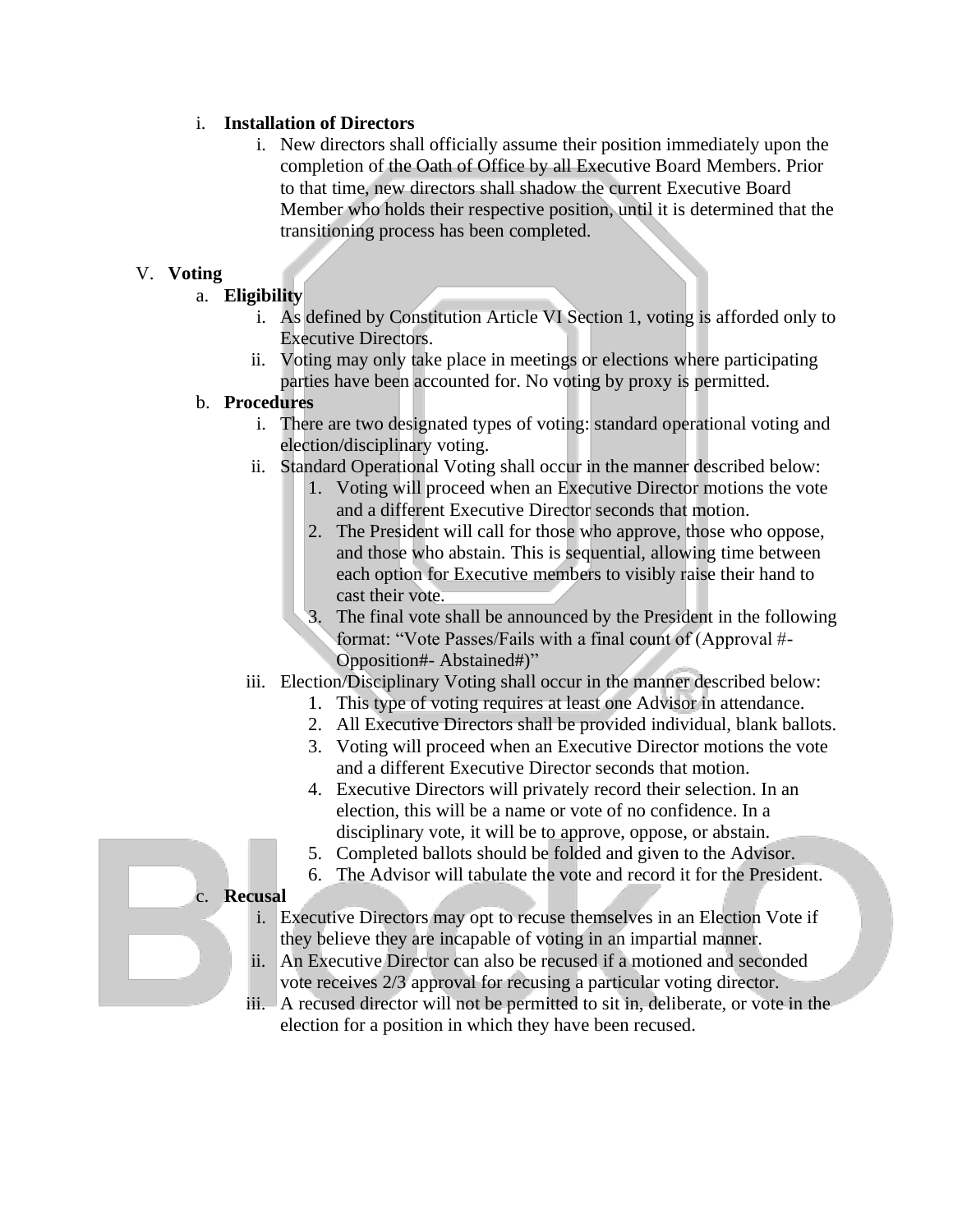i. **Installation of Directors**

   i. New directors shall officially assume their position immediately upon the completion of the Oath of Office by all Executive Board Members. Prior to that time, new directors shall shadow the current Executive Board Member who holds their respective position, until it is determined that the transitioning process has been completed.

## V. Voting

a. **Eligibility**

   i. As defined by Constitution Article VI Section 1, voting is afforded only to Executive Directors.

   ii. Voting may only take place in meetings or elections where participating parties have been accounted for. No voting by proxy is permitted.

b. **Procedures**

   i. There are two designated types of voting: standard operational voting and election/disciplinary voting.

   ii. Standard Operational Voting shall occur in the manner described below:

      1. Voting will proceed when an Executive Director motions the vote and a different Executive Director seconds that motion.
      2. The President will call for those who approve, those who oppose, and those who abstain. This is sequential, allowing time between each option for Executive members to visibly raise their hand to cast their vote.
      3. The final vote shall be announced by the President in the following format: "Vote Passes/Fails with a final count of (Approval #- Opposition#- Abstained#)"

   iii. Election/Disciplinary Voting shall occur in the manner described below:

      1. This type of voting requires at least one Advisor in attendance.
      2. All Executive Directors shall be provided individual, blank ballots.
      3. Voting will proceed when an Executive Director motions the vote and a different Executive Director seconds that motion.
      4. Executive Directors will privately record their selection. In an election, this will be a name or vote of no confidence. In a disciplinary vote, it will be to approve, oppose, or abstain.
      5. Completed ballots should be folded and given to the Advisor.
      6. The Advisor will tabulate the vote and record it for the President.

c. **Recusal**

   i. Executive Directors may opt to recuse themselves in an Election Vote if they believe they are incapable of voting in an impartial manner.

   ii. An Executive Director can also be recused if a motioned and seconded vote receives 2/3 approval for recusing a particular voting director.

   iii. A recused director will not be permitted to sit in, deliberate, or vote in the election for a position in which they have been recused.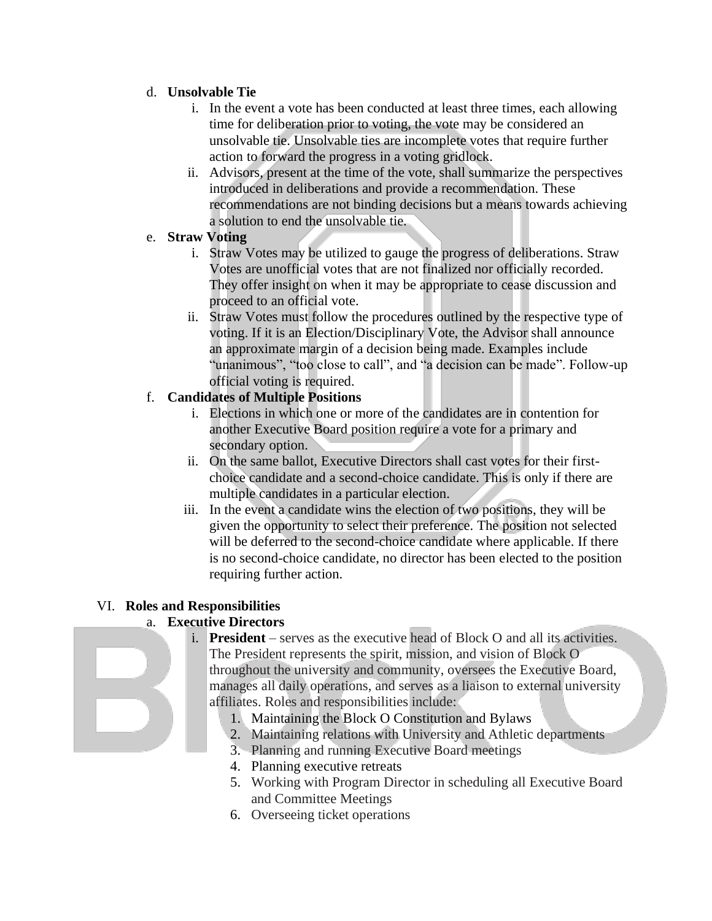d. **Unsolvable Tie**

   i. In the event a vote has been conducted at least three times, each allowing time for deliberation prior to voting, the vote may be considered an unsolvable tie. Unsolvable ties are incomplete votes that require further action to forward the progress in a voting gridlock.

   ii. Advisors, present at the time of the vote, shall summarize the perspectives introduced in deliberations and provide a recommendation. These recommendations are not binding decisions but a means towards achieving a solution to end the unsolvable tie.

e. **Straw Voting**

   i. Straw Votes may be utilized to gauge the progress of deliberations. Straw Votes are unofficial votes that are not finalized nor officially recorded. They offer insight on when it may be appropriate to cease discussion and proceed to an official vote.

   ii. Straw Votes must follow the procedures outlined by the respective type of voting. If it is an Election/Disciplinary Vote, the Advisor shall announce an approximate margin of a decision being made. Examples include "unanimous", "too close to call", and "a decision can be made". Follow-up official voting is required.

f. **Candidates of Multiple Positions**

   i. Elections in which one or more of the candidates are in contention for another Executive Board position require a vote for a primary and secondary option.

   ii. On the same ballot, Executive Directors shall cast votes for their first-choice candidate and a second-choice candidate. This is only if there are multiple candidates in a particular election.

   iii. In the event a candidate wins the election of two positions, they will be given the opportunity to select their preference. The position not selected will be deferred to the second-choice candidate where applicable. If there is no second-choice candidate, no director has been elected to the position requiring further action.

## VI. Roles and Responsibilities

a. **Executive Directors**

   i. **President** – serves as the executive head of Block O and all its activities. The President represents the spirit, mission, and vision of Block O throughout the university and community, oversees the Executive Board, manages all daily operations, and serves as a liaison to external university affiliates. Roles and responsibilities include:

      1. Maintaining the Block O Constitution and Bylaws
      2. Maintaining relations with University and Athletic departments
      3. Planning and running Executive Board meetings
      4. Planning executive retreats
      5. Working with Program Director in scheduling all Executive Board and Committee Meetings
      6. Overseeing ticket operations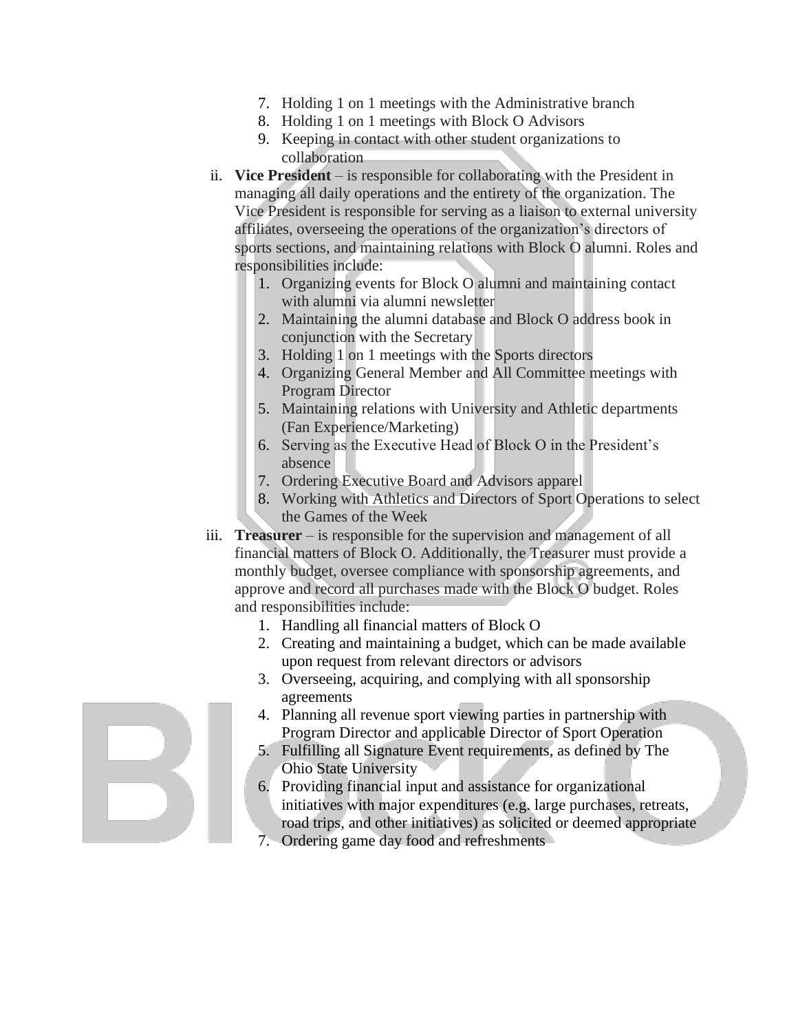7. Holding 1 on 1 meetings with the Administrative branch
8. Holding 1 on 1 meetings with Block O Advisors
9. Keeping in contact with other student organizations to collaboration

ii. **Vice President** – is responsible for collaborating with the President in managing all daily operations and the entirety of the organization. The Vice President is responsible for serving as a liaison to external university affiliates, overseeing the operations of the organization's directors of sports sections, and maintaining relations with Block O alumni. Roles and responsibilities include:

1. Organizing events for Block O alumni and maintaining contact with alumni via alumni newsletter
2. Maintaining the alumni database and Block O address book in conjunction with the Secretary
3. Holding 1 on 1 meetings with the Sports directors
4. Organizing General Member and All Committee meetings with Program Director
5. Maintaining relations with University and Athletic departments (Fan Experience/Marketing)
6. Serving as the Executive Head of Block O in the President's absence
7. Ordering Executive Board and Advisors apparel
8. Working with Athletics and Directors of Sport Operations to select the Games of the Week

iii. **Treasurer** – is responsible for the supervision and management of all financial matters of Block O. Additionally, the Treasurer must provide a monthly budget, oversee compliance with sponsorship agreements, and approve and record all purchases made with the Block O budget. Roles and responsibilities include:

1. Handling all financial matters of Block O
2. Creating and maintaining a budget, which can be made available upon request from relevant directors or advisors
3. Overseeing, acquiring, and complying with all sponsorship agreements
4. Planning all revenue sport viewing parties in partnership with Program Director and applicable Director of Sport Operation
5. Fulfilling all Signature Event requirements, as defined by The Ohio State University
6. Providing financial input and assistance for organizational initiatives with major expenditures (e.g. large purchases, retreats, road trips, and other initiatives) as solicited or deemed appropriate
7. Ordering game day food and refreshments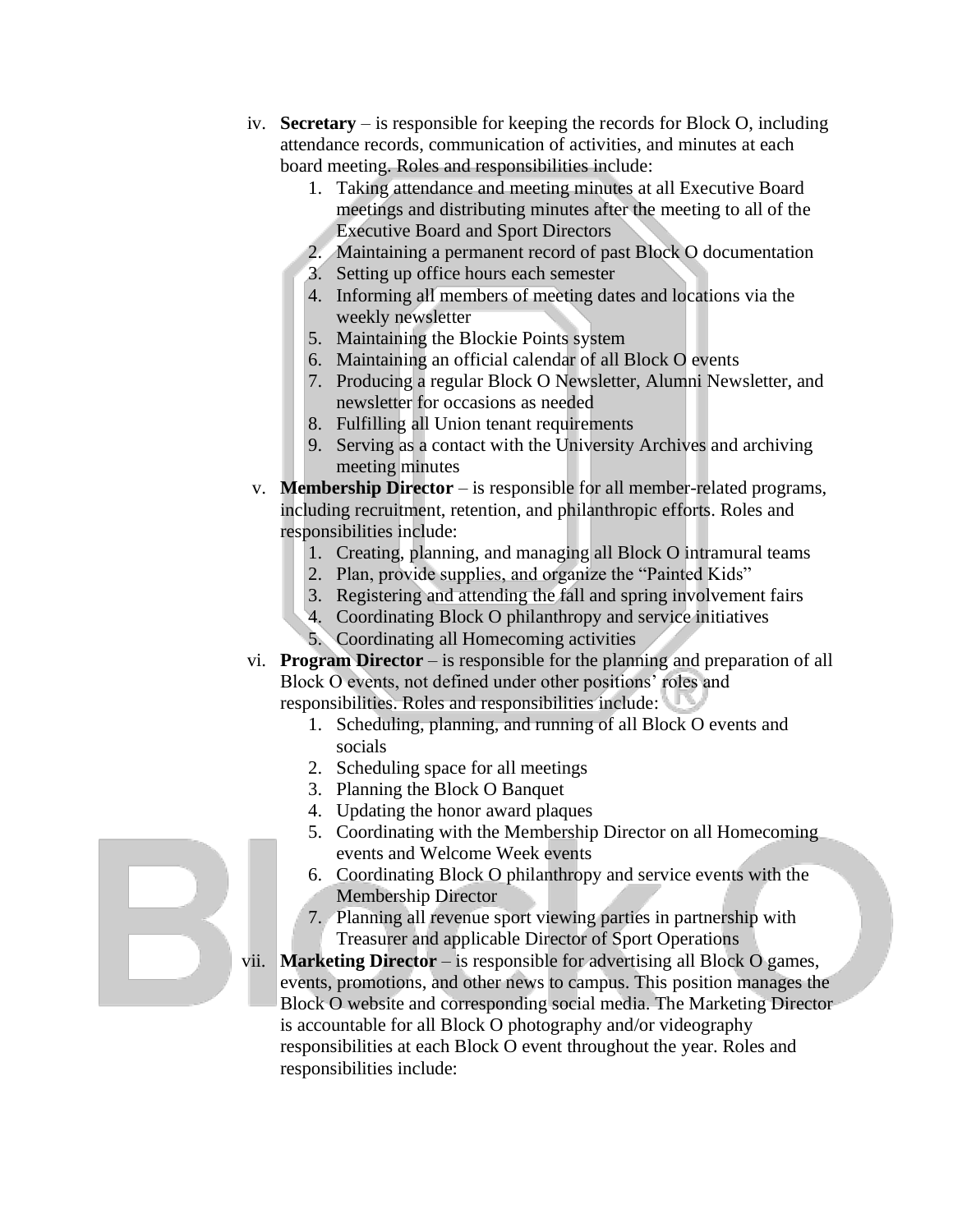iv. **Secretary** – is responsible for keeping the records for Block O, including attendance records, communication of activities, and minutes at each board meeting. Roles and responsibilities include:
   1. Taking attendance and meeting minutes at all Executive Board meetings and distributing minutes after the meeting to all of the Executive Board and Sport Directors
   2. Maintaining a permanent record of past Block O documentation
   3. Setting up office hours each semester
   4. Informing all members of meeting dates and locations via the weekly newsletter
   5. Maintaining the Blockie Points system
   6. Maintaining an official calendar of all Block O events
   7. Producing a regular Block O Newsletter, Alumni Newsletter, and newsletter for occasions as needed
   8. Fulfilling all Union tenant requirements
   9. Serving as a contact with the University Archives and archiving meeting minutes

v. **Membership Director** – is responsible for all member-related programs, including recruitment, retention, and philanthropic efforts. Roles and responsibilities include:
   1. Creating, planning, and managing all Block O intramural teams
   2. Plan, provide supplies, and organize the "Painted Kids"
   3. Registering and attending the fall and spring involvement fairs
   4. Coordinating Block O philanthropy and service initiatives
   5. Coordinating all Homecoming activities

vi. **Program Director** – is responsible for the planning and preparation of all Block O events, not defined under other positions' roles and responsibilities. Roles and responsibilities include:
   1. Scheduling, planning, and running of all Block O events and socials
   2. Scheduling space for all meetings
   3. Planning the Block O Banquet
   4. Updating the honor award plaques
   5. Coordinating with the Membership Director on all Homecoming events and Welcome Week events
   6. Coordinating Block O philanthropy and service events with the Membership Director
   7. Planning all revenue sport viewing parties in partnership with Treasurer and applicable Director of Sport Operations

vii. **Marketing Director** – is responsible for advertising all Block O games, events, promotions, and other news to campus. This position manages the Block O website and corresponding social media. The Marketing Director is accountable for all Block O photography and/or videography responsibilities at each Block O event throughout the year. Roles and responsibilities include: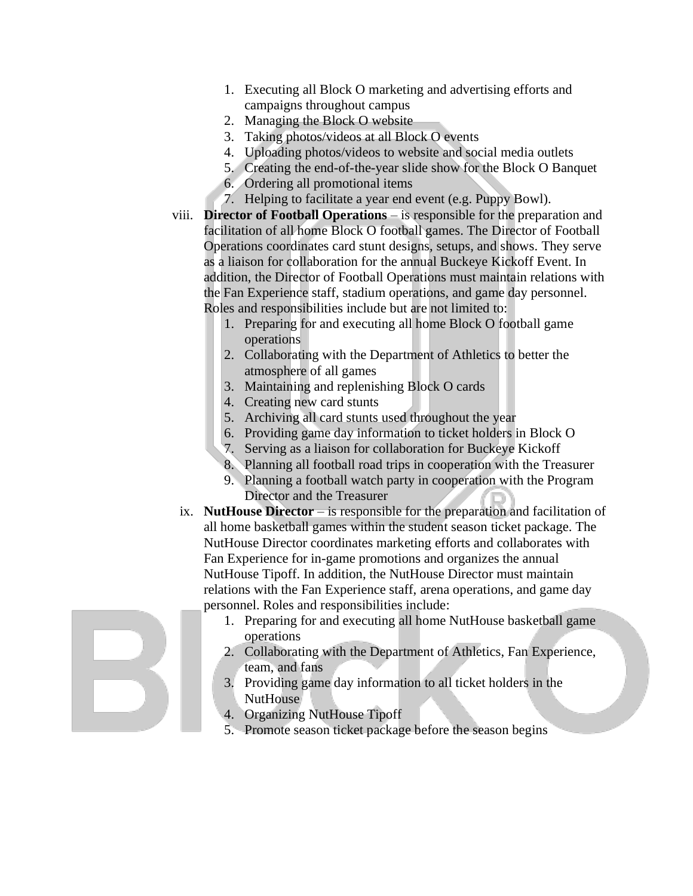1. Executing all Block O marketing and advertising efforts and campaigns throughout campus
2. Managing the Block O website
3. Taking photos/videos at all Block O events
4. Uploading photos/videos to website and social media outlets
5. Creating the end-of-the-year slide show for the Block O Banquet
6. Ordering all promotional items
7. Helping to facilitate a year end event (e.g. Puppy Bowl).

viii. **Director of Football Operations** – is responsible for the preparation and facilitation of all home Block O football games. The Director of Football Operations coordinates card stunt designs, setups, and shows. They serve as a liaison for collaboration for the annual Buckeye Kickoff Event. In addition, the Director of Football Operations must maintain relations with the Fan Experience staff, stadium operations, and game day personnel. Roles and responsibilities include but are not limited to:

1. Preparing for and executing all home Block O football game operations
2. Collaborating with the Department of Athletics to better the atmosphere of all games
3. Maintaining and replenishing Block O cards
4. Creating new card stunts
5. Archiving all card stunts used throughout the year
6. Providing game day information to ticket holders in Block O
7. Serving as a liaison for collaboration for Buckeye Kickoff
8. Planning all football road trips in cooperation with the Treasurer
9. Planning a football watch party in cooperation with the Program Director and the Treasurer

ix. **NutHouse Director** – is responsible for the preparation and facilitation of all home basketball games within the student season ticket package. The NutHouse Director coordinates marketing efforts and collaborates with Fan Experience for in-game promotions and organizes the annual NutHouse Tipoff. In addition, the NutHouse Director must maintain relations with the Fan Experience staff, arena operations, and game day personnel. Roles and responsibilities include:

1. Preparing for and executing all home NutHouse basketball game operations
2. Collaborating with the Department of Athletics, Fan Experience, team, and fans
3. Providing game day information to all ticket holders in the NutHouse
4. Organizing NutHouse Tipoff
5. Promote season ticket package before the season begins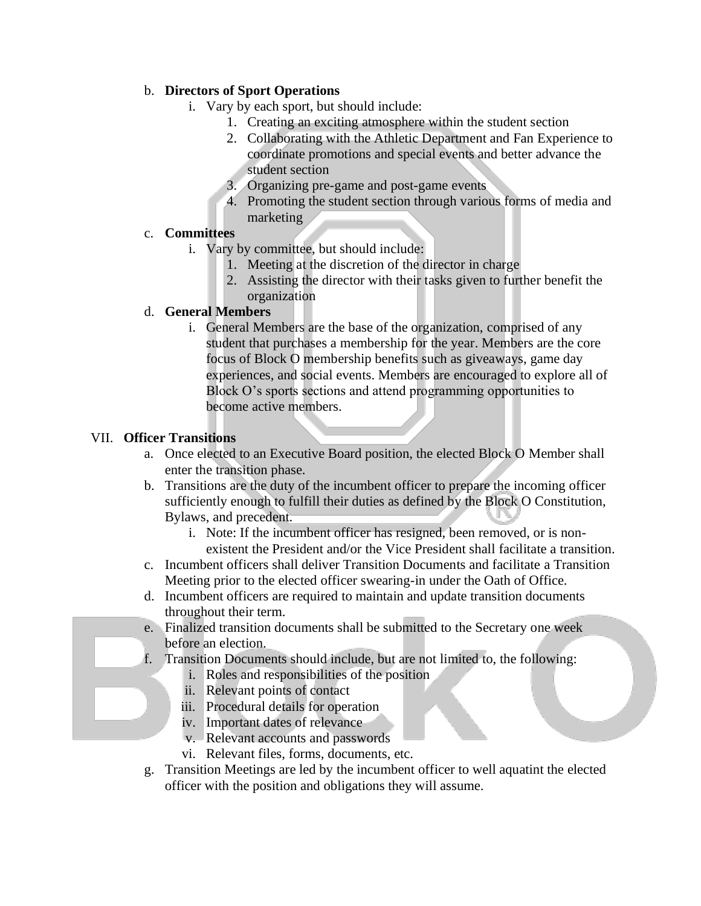b. **Directors of Sport Operations**
   i. Vary by each sport, but should include:
      1. Creating an exciting atmosphere within the student section
      2. Collaborating with the Athletic Department and Fan Experience to coordinate promotions and special events and better advance the student section
      3. Organizing pre-game and post-game events
      4. Promoting the student section through various forms of media and marketing

c. **Committees**
   i. Vary by committee, but should include:
      1. Meeting at the discretion of the director in charge
      2. Assisting the director with their tasks given to further benefit the organization

d. **General Members**
   i. General Members are the base of the organization, comprised of any student that purchases a membership for the year. Members are the core focus of Block O membership benefits such as giveaways, game day experiences, and social events. Members are encouraged to explore all of Block O's sports sections and attend programming opportunities to become active members.

VII. **Officer Transitions**

a. Once elected to an Executive Board position, the elected Block O Member shall enter the transition phase.

b. Transitions are the duty of the incumbent officer to prepare the incoming officer sufficiently enough to fulfill their duties as defined by the Block O Constitution, Bylaws, and precedent.
   i. Note: If the incumbent officer has resigned, been removed, or is non-existent the President and/or the Vice President shall facilitate a transition.

c. Incumbent officers shall deliver Transition Documents and facilitate a Transition Meeting prior to the elected officer swearing-in under the Oath of Office.

d. Incumbent officers are required to maintain and update transition documents throughout their term.

e. Finalized transition documents shall be submitted to the Secretary one week before an election.

f. Transition Documents should include, but are not limited to, the following:
   i. Roles and responsibilities of the position
   ii. Relevant points of contact
   iii. Procedural details for operation
   iv. Important dates of relevance
   v. Relevant accounts and passwords
   vi. Relevant files, forms, documents, etc.

g. Transition Meetings are led by the incumbent officer to well aquatint the elected officer with the position and obligations they will assume.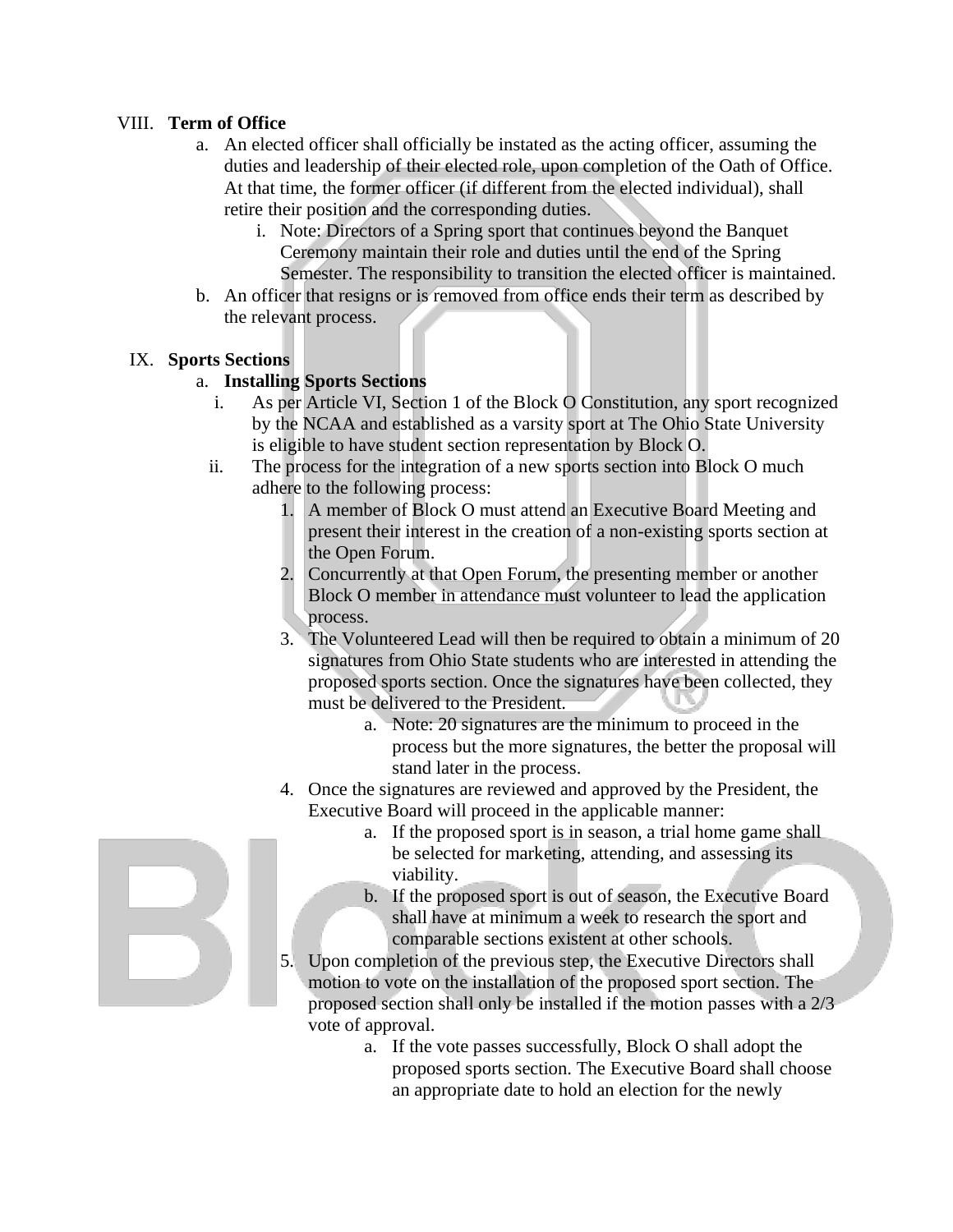VIII. **Term of Office**

a. An elected officer shall officially be instated as the acting officer, assuming the duties and leadership of their elected role, upon completion of the Oath of Office. At that time, the former officer (if different from the elected individual), shall retire their position and the corresponding duties.

   i. Note: Directors of a Spring sport that continues beyond the Banquet Ceremony maintain their role and duties until the end of the Spring Semester. The responsibility to transition the elected officer is maintained.

b. An officer that resigns or is removed from office ends their term as described by the relevant process.

IX. **Sports Sections**

a. **Installing Sports Sections**

   i. As per Article VI, Section 1 of the Block O Constitution, any sport recognized by the NCAA and established as a varsity sport at The Ohio State University is eligible to have student section representation by Block O.

   ii. The process for the integration of a new sports section into Block O much adhere to the following process:

      1. A member of Block O must attend an Executive Board Meeting and present their interest in the creation of a non-existing sports section at the Open Forum.
      2. Concurrently at that Open Forum, the presenting member or another Block O member in attendance must volunteer to lead the application process.
      3. The Volunteered Lead will then be required to obtain a minimum of 20 signatures from Ohio State students who are interested in attending the proposed sports section. Once the signatures have been collected, they must be delivered to the President.
         a. Note: 20 signatures are the minimum to proceed in the process but the more signatures, the better the proposal will stand later in the process.
      4. Once the signatures are reviewed and approved by the President, the Executive Board will proceed in the applicable manner:
         a. If the proposed sport is in season, a trial home game shall be selected for marketing, attending, and assessing its viability.
         b. If the proposed sport is out of season, the Executive Board shall have at minimum a week to research the sport and comparable sections existent at other schools.
      5. Upon completion of the previous step, the Executive Directors shall motion to vote on the installation of the proposed sport section. The proposed section shall only be installed if the motion passes with a 2/3 vote of approval.
         a. If the vote passes successfully, Block O shall adopt the proposed sports section. The Executive Board shall choose an appropriate date to hold an election for the newly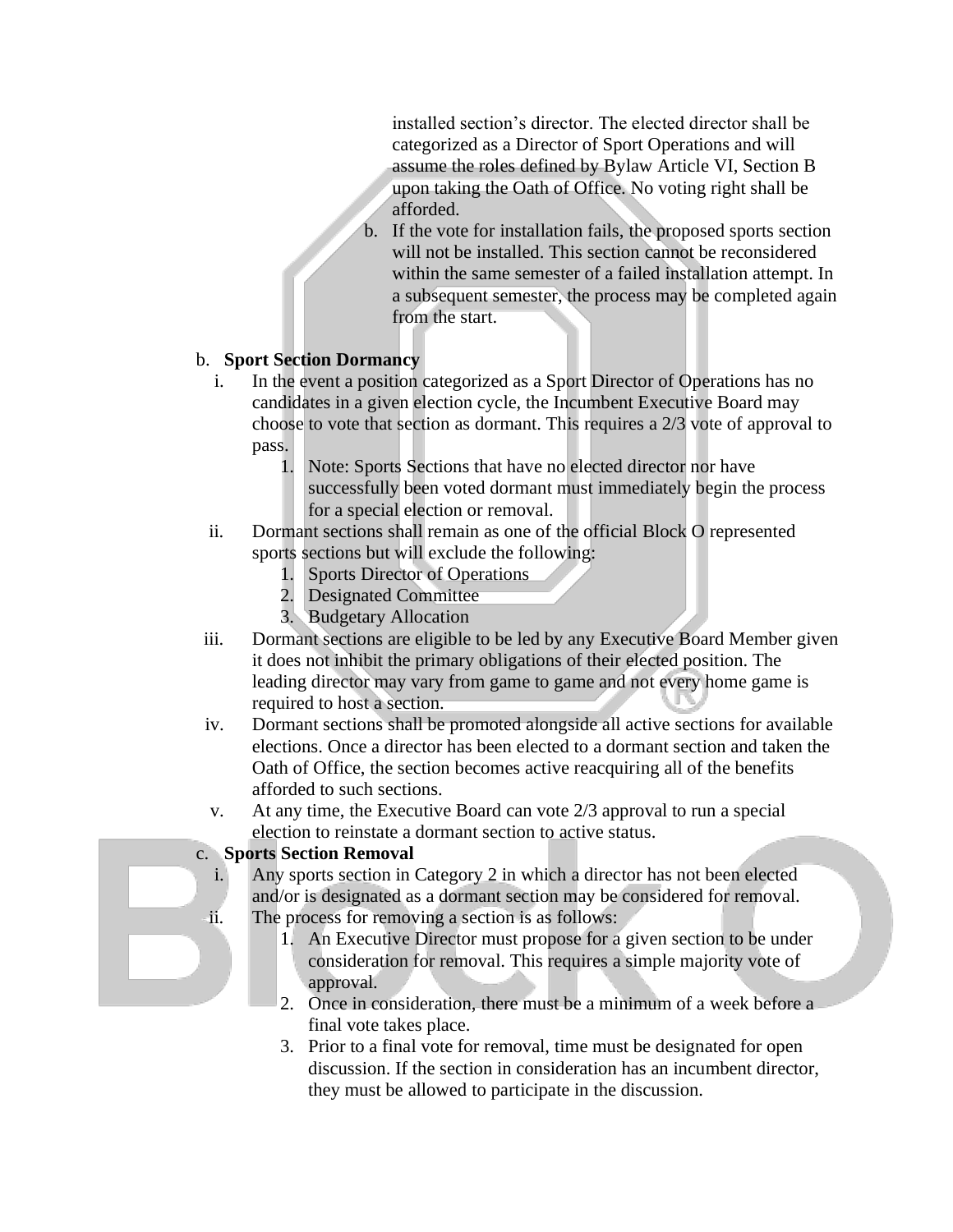installed section's director. The elected director shall be categorized as a Director of Sport Operations and will assume the roles defined by Bylaw Article VI, Section B upon taking the Oath of Office. No voting right shall be afforded.

b. If the vote for installation fails, the proposed sports section will not be installed. This section cannot be reconsidered within the same semester of a failed installation attempt. In a subsequent semester, the process may be completed again from the start.

b. **Sport Section Dormancy**

i. In the event a position categorized as a Sport Director of Operations has no candidates in a given election cycle, the Incumbent Executive Board may choose to vote that section as dormant. This requires a 2/3 vote of approval to pass.

1. Note: Sports Sections that have no elected director nor have successfully been voted dormant must immediately begin the process for a special election or removal.

ii. Dormant sections shall remain as one of the official Block O represented sports sections but will exclude the following:

1. Sports Director of Operations
2. Designated Committee
3. Budgetary Allocation

iii. Dormant sections are eligible to be led by any Executive Board Member given it does not inhibit the primary obligations of their elected position. The leading director may vary from game to game and not every home game is required to host a section.

iv. Dormant sections shall be promoted alongside all active sections for available elections. Once a director has been elected to a dormant section and taken the Oath of Office, the section becomes active reacquiring all of the benefits afforded to such sections.

v. At any time, the Executive Board can vote 2/3 approval to run a special election to reinstate a dormant section to active status.

c. **Sports Section Removal**

i. Any sports section in Category 2 in which a director has not been elected and/or is designated as a dormant section may be considered for removal.

ii. The process for removing a section is as follows:

1. An Executive Director must propose for a given section to be under consideration for removal. This requires a simple majority vote of approval.
2. Once in consideration, there must be a minimum of a week before a final vote takes place.
3. Prior to a final vote for removal, time must be designated for open discussion. If the section in consideration has an incumbent director, they must be allowed to participate in the discussion.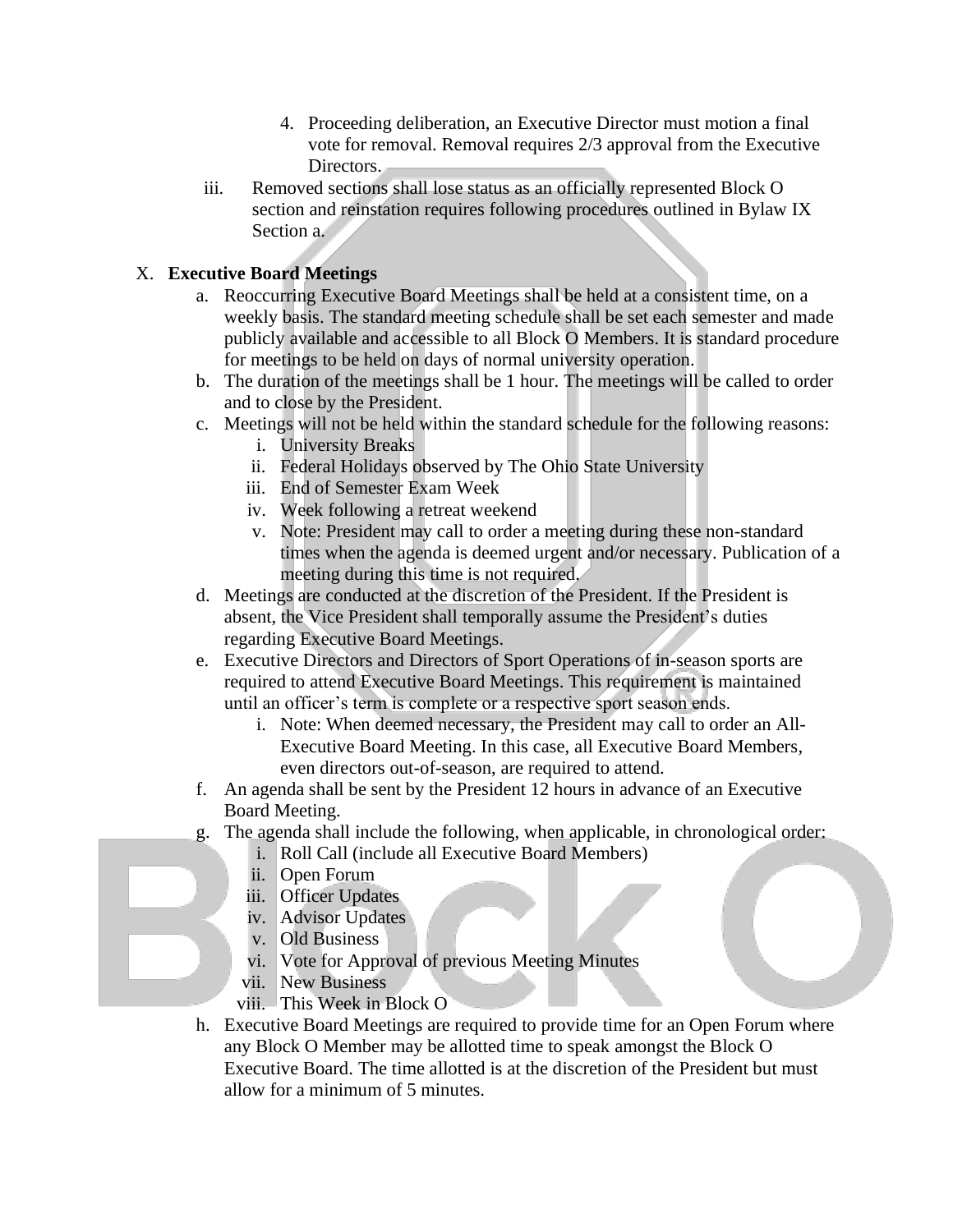4. Proceeding deliberation, an Executive Director must motion a final vote for removal. Removal requires 2/3 approval from the Executive Directors.

iii. Removed sections shall lose status as an officially represented Block O section and reinstation requires following procedures outlined in Bylaw IX Section a.

## X. Executive Board Meetings

a. Reoccurring Executive Board Meetings shall be held at a consistent time, on a weekly basis. The standard meeting schedule shall be set each semester and made publicly available and accessible to all Block O Members. It is standard procedure for meetings to be held on days of normal university operation.

b. The duration of the meetings shall be 1 hour. The meetings will be called to order and to close by the President.

c. Meetings will not be held within the standard schedule for the following reasons:

   i. University Breaks
   ii. Federal Holidays observed by The Ohio State University
   iii. End of Semester Exam Week
   iv. Week following a retreat weekend
   v. Note: President may call to order a meeting during these non-standard times when the agenda is deemed urgent and/or necessary. Publication of a meeting during this time is not required.

d. Meetings are conducted at the discretion of the President. If the President is absent, the Vice President shall temporally assume the President's duties regarding Executive Board Meetings.

e. Executive Directors and Directors of Sport Operations of in-season sports are required to attend Executive Board Meetings. This requirement is maintained until an officer's term is complete or a respective sport season ends.

   i. Note: When deemed necessary, the President may call to order an All-Executive Board Meeting. In this case, all Executive Board Members, even directors out-of-season, are required to attend.

f. An agenda shall be sent by the President 12 hours in advance of an Executive Board Meeting.

g. The agenda shall include the following, when applicable, in chronological order:

   i. Roll Call (include all Executive Board Members)
   ii. Open Forum
   iii. Officer Updates
   iv. Advisor Updates
   v. Old Business
   vi. Vote for Approval of previous Meeting Minutes
   vii. New Business
   viii. This Week in Block O

h. Executive Board Meetings are required to provide time for an Open Forum where any Block O Member may be allotted time to speak amongst the Block O Executive Board. The time allotted is at the discretion of the President but must allow for a minimum of 5 minutes.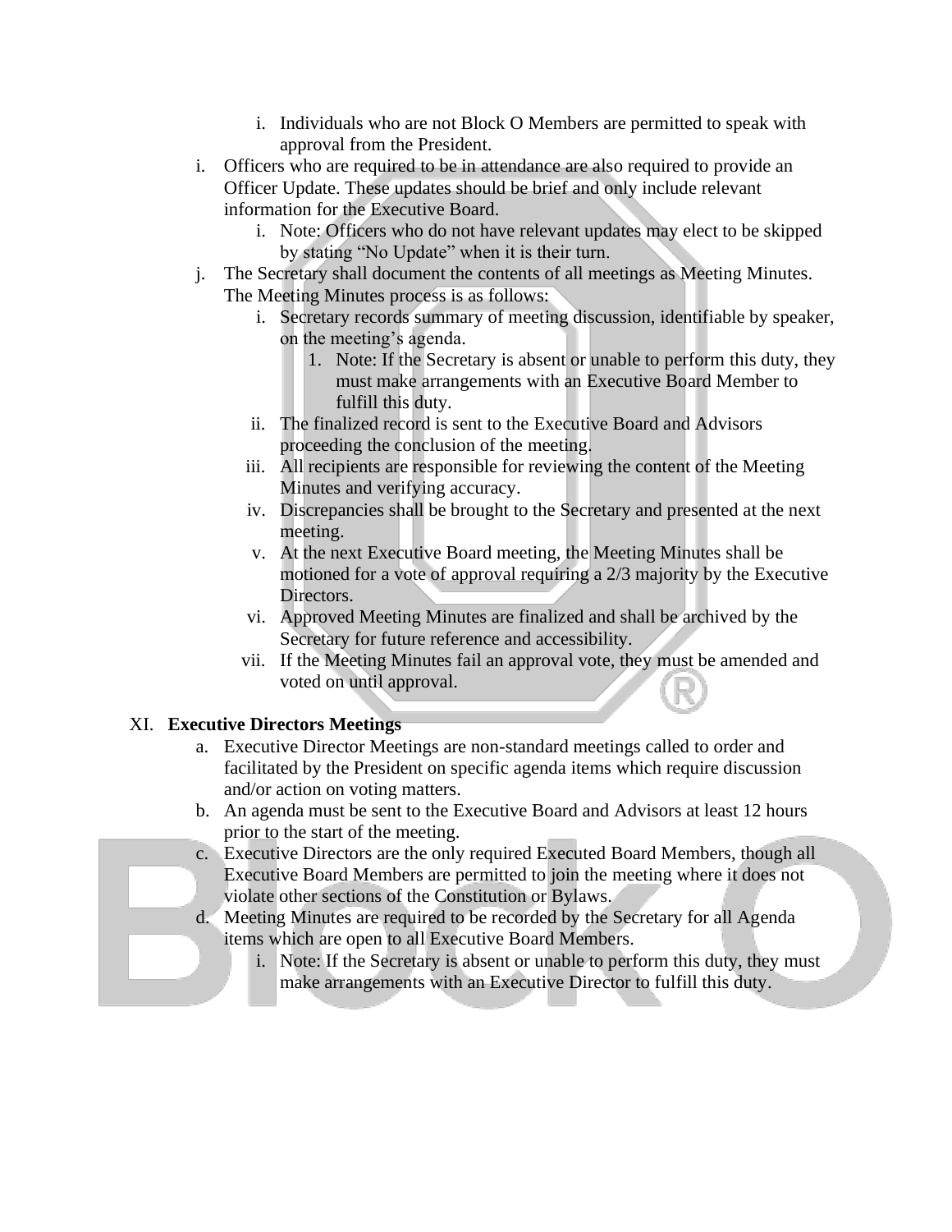i. Individuals who are not Block O Members are permitted to speak with approval from the President.

    i. Officers who are required to be in attendance are also required to provide an Officer Update. These updates should be brief and only include relevant information for the Executive Board.
        i. Note: Officers who do not have relevant updates may elect to be skipped by stating "No Update" when it is their turn.
    j. The Secretary shall document the contents of all meetings as Meeting Minutes. The Meeting Minutes process is as follows:
        i. Secretary records summary of meeting discussion, identifiable by speaker, on the meeting's agenda.
            1. Note: If the Secretary is absent or unable to perform this duty, they must make arrangements with an Executive Board Member to fulfill this duty.
        ii. The finalized record is sent to the Executive Board and Advisors proceeding the conclusion of the meeting.
        iii. All recipients are responsible for reviewing the content of the Meeting Minutes and verifying accuracy.
        iv. Discrepancies shall be brought to the Secretary and presented at the next meeting.
        v. At the next Executive Board meeting, the Meeting Minutes shall be motioned for a vote of approval requiring a 2/3 majority by the Executive Directors.
        vi. Approved Meeting Minutes are finalized and shall be archived by the Secretary for future reference and accessibility.
        vii. If the Meeting Minutes fail an approval vote, they must be amended and voted on until approval.

XI. **Executive Directors Meetings**

    a. Executive Director Meetings are non-standard meetings called to order and facilitated by the President on specific agenda items which require discussion and/or action on voting matters.
    b. An agenda must be sent to the Executive Board and Advisors at least 12 hours prior to the start of the meeting.
    c. Executive Directors are the only required Executed Board Members, though all Executive Board Members are permitted to join the meeting where it does not violate other sections of the Constitution or Bylaws.
    d. Meeting Minutes are required to be recorded by the Secretary for all Agenda items which are open to all Executive Board Members.
        i. Note: If the Secretary is absent or unable to perform this duty, they must make arrangements with an Executive Director to fulfill this duty.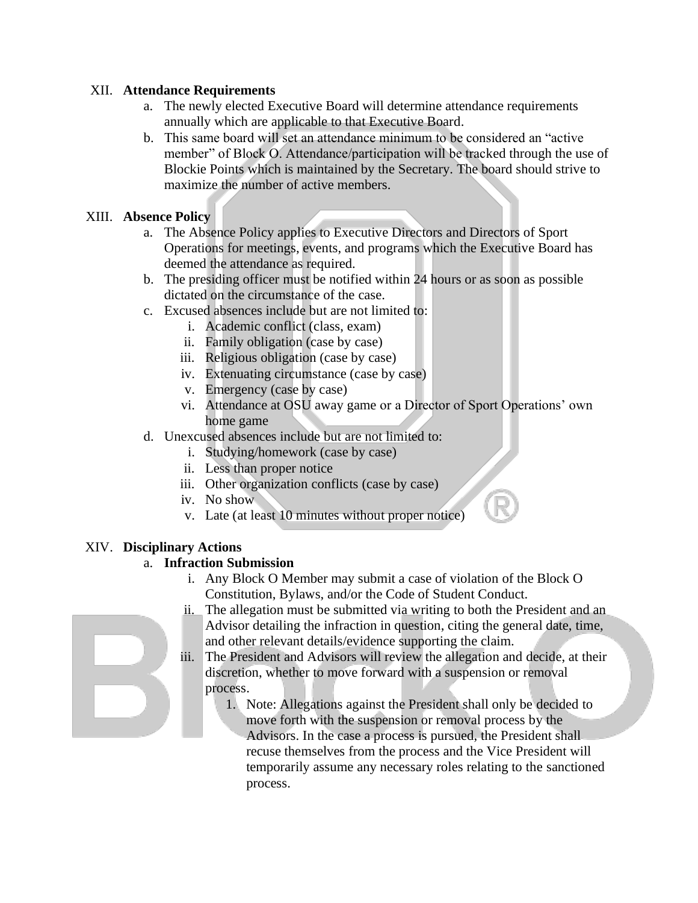XII. **Attendance Requirements**

a. The newly elected Executive Board will determine attendance requirements annually which are applicable to that Executive Board.

b. This same board will set an attendance minimum to be considered an "active member" of Block O. Attendance/participation will be tracked through the use of Blockie Points which is maintained by the Secretary. The board should strive to maximize the number of active members.

XIII. **Absence Policy**

a. The Absence Policy applies to Executive Directors and Directors of Sport Operations for meetings, events, and programs which the Executive Board has deemed the attendance as required.

b. The presiding officer must be notified within 24 hours or as soon as possible dictated on the circumstance of the case.

c. Excused absences include but are not limited to:

   i. Academic conflict (class, exam)
   ii. Family obligation (case by case)
   iii. Religious obligation (case by case)
   iv. Extenuating circumstance (case by case)
   v. Emergency (case by case)
   vi. Attendance at OSU away game or a Director of Sport Operations' own home game

d. Unexcused absences include but are not limited to:

   i. Studying/homework (case by case)
   ii. Less than proper notice
   iii. Other organization conflicts (case by case)
   iv. No show
   v. Late (at least 10 minutes without proper notice)

XIV. **Disciplinary Actions**

a. **Infraction Submission**

   i. Any Block O Member may submit a case of violation of the Block O Constitution, Bylaws, and/or the Code of Student Conduct.
   ii. The allegation must be submitted via writing to both the President and an Advisor detailing the infraction in question, citing the general date, time, and other relevant details/evidence supporting the claim.
   iii. The President and Advisors will review the allegation and decide, at their discretion, whether to move forward with a suspension or removal process.
      1. Note: Allegations against the President shall only be decided to move forth with the suspension or removal process by the Advisors. In the case a process is pursued, the President shall recuse themselves from the process and the Vice President will temporarily assume any necessary roles relating to the sanctioned process.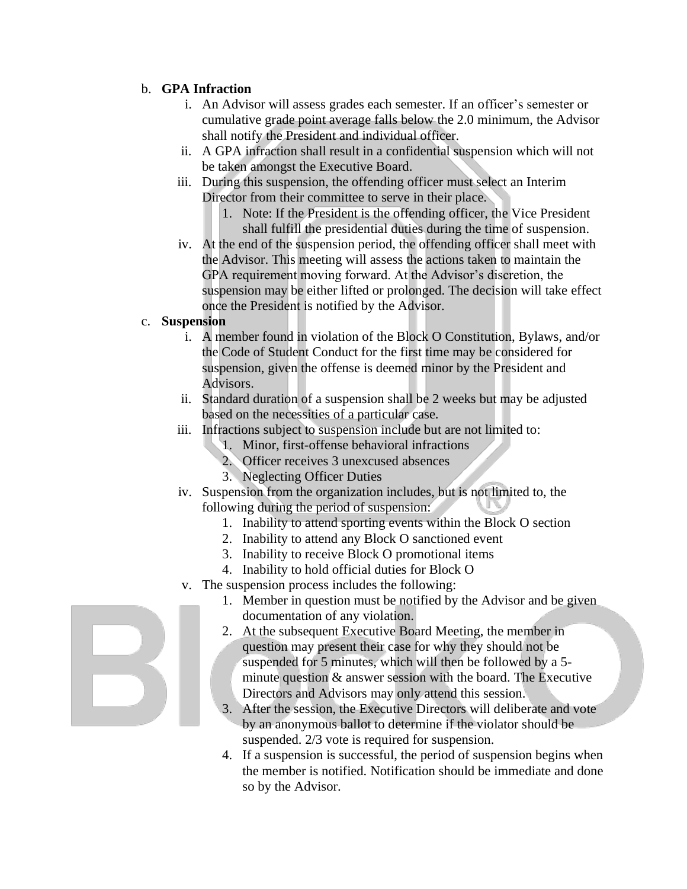b. **GPA Infraction**

   i. An Advisor will assess grades each semester. If an officer's semester or cumulative grade point average falls below the 2.0 minimum, the Advisor shall notify the President and individual officer.

   ii. A GPA infraction shall result in a confidential suspension which will not be taken amongst the Executive Board.

   iii. During this suspension, the offending officer must select an Interim Director from their committee to serve in their place.

      1. Note: If the President is the offending officer, the Vice President shall fulfill the presidential duties during the time of suspension.

   iv. At the end of the suspension period, the offending officer shall meet with the Advisor. This meeting will assess the actions taken to maintain the GPA requirement moving forward. At the Advisor's discretion, the suspension may be either lifted or prolonged. The decision will take effect once the President is notified by the Advisor.

c. **Suspension**

   i. A member found in violation of the Block O Constitution, Bylaws, and/or the Code of Student Conduct for the first time may be considered for suspension, given the offense is deemed minor by the President and Advisors.

   ii. Standard duration of a suspension shall be 2 weeks but may be adjusted based on the necessities of a particular case.

   iii. Infractions subject to suspension include but are not limited to:

      1. Minor, first-offense behavioral infractions
      2. Officer receives 3 unexcused absences
      3. Neglecting Officer Duties

   iv. Suspension from the organization includes, but is not limited to, the following during the period of suspension:

      1. Inability to attend sporting events within the Block O section
      2. Inability to attend any Block O sanctioned event
      3. Inability to receive Block O promotional items
      4. Inability to hold official duties for Block O

   v. The suspension process includes the following:

      1. Member in question must be notified by the Advisor and be given documentation of any violation.
      2. At the subsequent Executive Board Meeting, the member in question may present their case for why they should not be suspended for 5 minutes, which will then be followed by a 5-minute question & answer session with the board. The Executive Directors and Advisors may only attend this session.
      3. After the session, the Executive Directors will deliberate and vote by an anonymous ballot to determine if the violator should be suspended. 2/3 vote is required for suspension.
      4. If a suspension is successful, the period of suspension begins when the member is notified. Notification should be immediate and done so by the Advisor.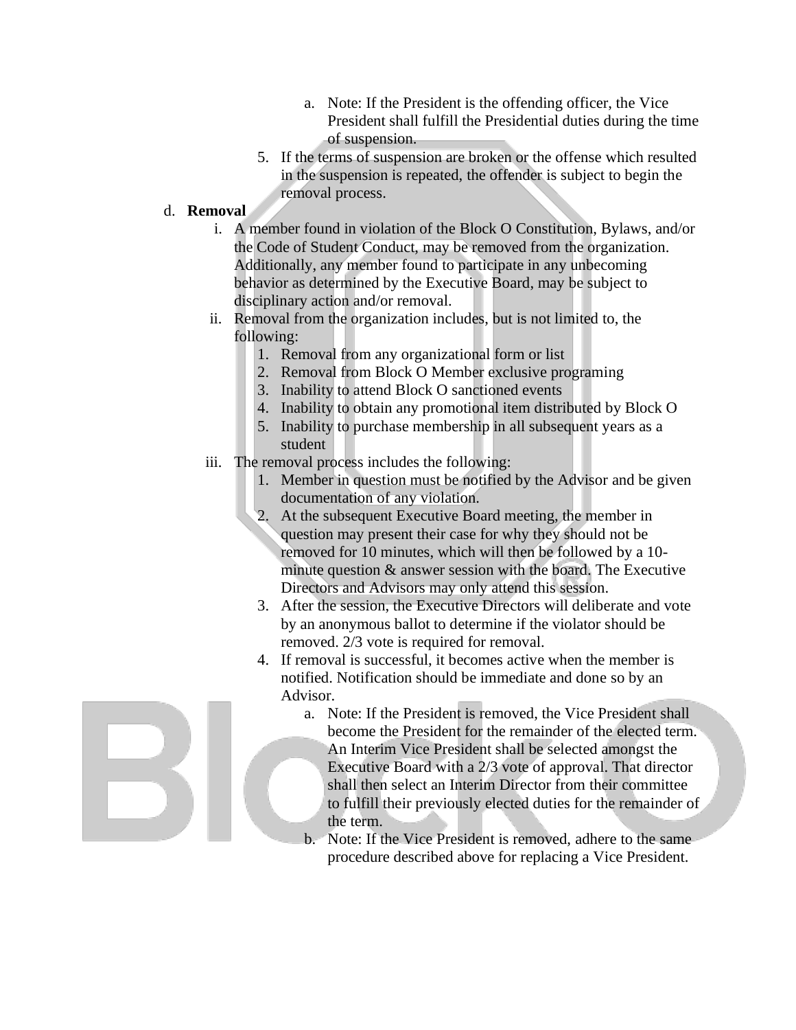a. Note: If the President is the offending officer, the Vice President shall fulfill the Presidential duties during the time of suspension.

   5. If the terms of suspension are broken or the offense which resulted in the suspension is repeated, the offender is subject to begin the removal process.

d. **Removal**

   i. A member found in violation of the Block O Constitution, Bylaws, and/or the Code of Student Conduct, may be removed from the organization. Additionally, any member found to participate in any unbecoming behavior as determined by the Executive Board, may be subject to disciplinary action and/or removal.

   ii. Removal from the organization includes, but is not limited to, the following:
      1. Removal from any organizational form or list
      2. Removal from Block O Member exclusive programing
      3. Inability to attend Block O sanctioned events
      4. Inability to obtain any promotional item distributed by Block O
      5. Inability to purchase membership in all subsequent years as a student

   iii. The removal process includes the following:
      1. Member in question must be notified by the Advisor and be given documentation of any violation.
      2. At the subsequent Executive Board meeting, the member in question may present their case for why they should not be removed for 10 minutes, which will then be followed by a 10-minute question & answer session with the board. The Executive Directors and Advisors may only attend this session.
      3. After the session, the Executive Directors will deliberate and vote by an anonymous ballot to determine if the violator should be removed. 2/3 vote is required for removal.
      4. If removal is successful, it becomes active when the member is notified. Notification should be immediate and done so by an Advisor.
         a. Note: If the President is removed, the Vice President shall become the President for the remainder of the elected term. An Interim Vice President shall be selected amongst the Executive Board with a 2/3 vote of approval. That director shall then select an Interim Director from their committee to fulfill their previously elected duties for the remainder of the term.
         b. Note: If the Vice President is removed, adhere to the same procedure described above for replacing a Vice President.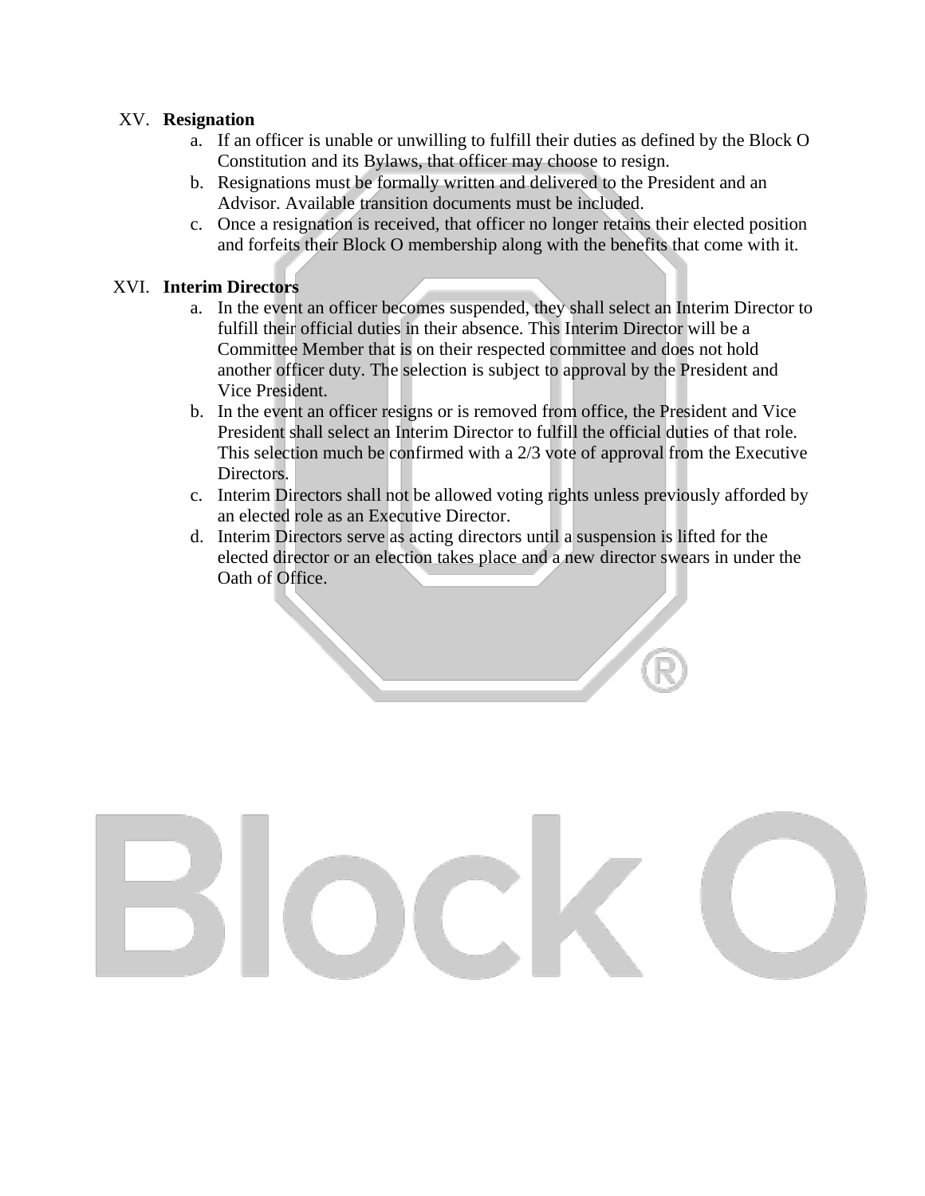XV. **Resignation**

a. If an officer is unable or unwilling to fulfill their duties as defined by the Block O Constitution and its Bylaws, that officer may choose to resign.
b. Resignations must be formally written and delivered to the President and an Advisor. Available transition documents must be included.
c. Once a resignation is received, that officer no longer retains their elected position and forfeits their Block O membership along with the benefits that come with it.

XVI. **Interim Directors**

a. In the event an officer becomes suspended, they shall select an Interim Director to fulfill their official duties in their absence. This Interim Director will be a Committee Member that is on their respected committee and does not hold another officer duty. The selection is subject to approval by the President and Vice President.
b. In the event an officer resigns or is removed from office, the President and Vice President shall select an Interim Director to fulfill the official duties of that role. This selection much be confirmed with a 2/3 vote of approval from the Executive Directors.
c. Interim Directors shall not be allowed voting rights unless previously afforded by an elected role as an Executive Director.
d. Interim Directors serve as acting directors until a suspension is lifted for the elected director or an election takes place and a new director swears in under the Oath of Office.